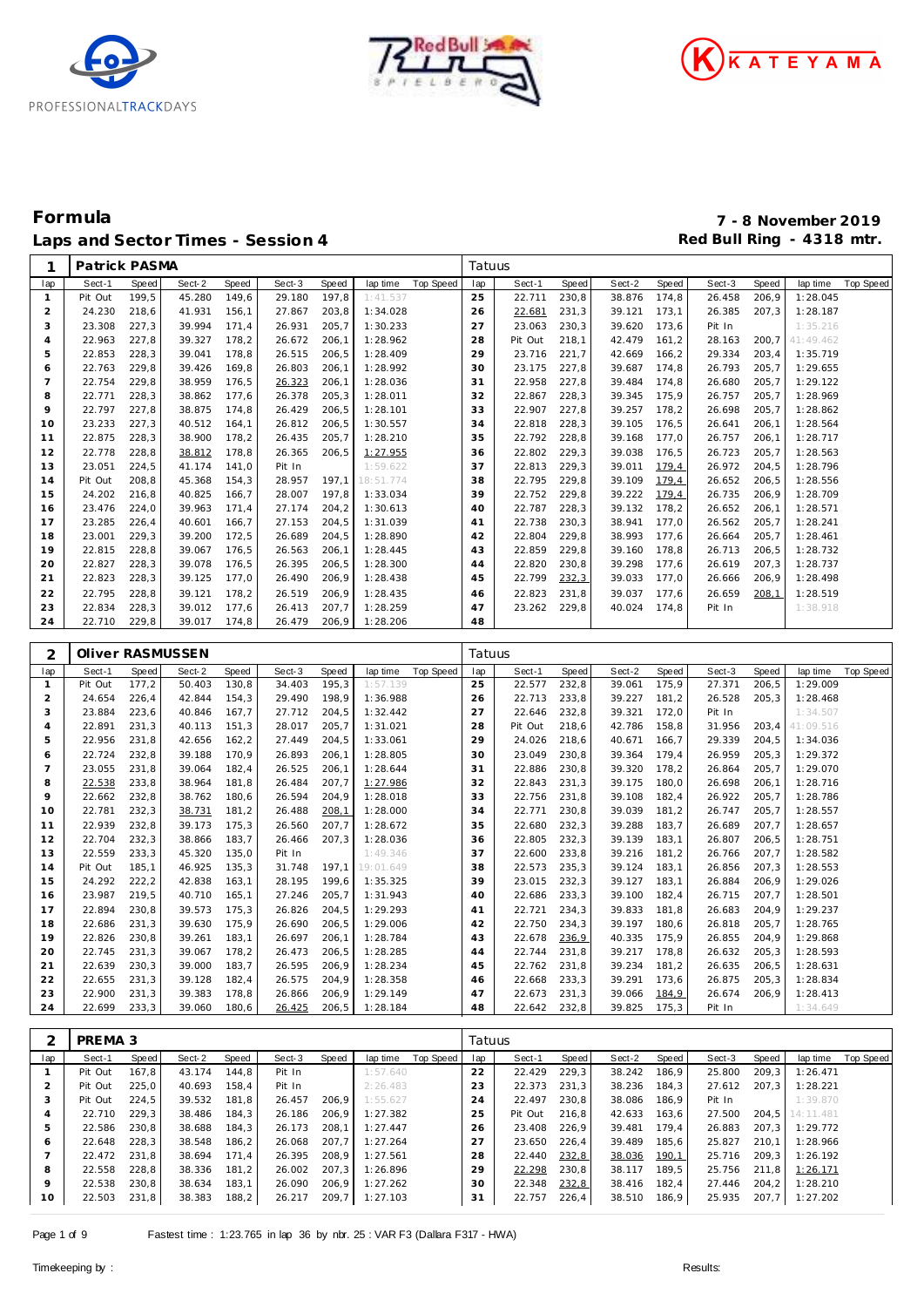# Formula

## Laps and Sector Times - Session 4

**7 - 8 November 2019**
**Red Bull Ring - 4318 mtr.**

| 1 | Patrick PASMA | | | | | | | | Tatuus | | | | | | | | |
|---|---|---|---|---|---|---|---|---|---|---|---|---|---|---|---|---|---|
| lap | Sect-1 | Speed | Sect-2 | Speed | Sect-3 | Speed | lap time | Top Speed | lap | Sect-1 | Speed | Sect-2 | Speed | Sect-3 | Speed | lap time | Top Speed |
| 1 | Pit Out | 199,5 | 45.280 | 149,6 | 29.180 | 197,8 | 1:41.537 | | 25 | 22.711 | 230,8 | 38.876 | 174,8 | 26.458 | 206,9 | 1:28.045 | |
| 2 | 24.230 | 218,6 | 41.931 | 156,1 | 27.867 | 203,8 | 1:34.028 | | 26 | 22.681 | 231,3 | 39.121 | 173,1 | 26.385 | 207,3 | 1:28.187 | |
| 3 | 23.308 | 227,3 | 39.994 | 171,4 | 26.931 | 205,7 | 1:30.233 | | 27 | 23.063 | 230,3 | 39.620 | 173,6 | Pit In | | 1:35.216 | |
| 4 | 22.963 | 227,8 | 39.327 | 178,2 | 26.672 | 206,1 | 1:28.962 | | 28 | Pit Out | 218,1 | 42.479 | 161,2 | 28.163 | 200,7 | 41:49.462 | |
| 5 | 22.853 | 228,3 | 39.041 | 178,8 | 26.515 | 206,5 | 1:28.409 | | 29 | 23.716 | 221,7 | 42.669 | 166,2 | 29.334 | 203,4 | 1:35.719 | |
| 6 | 22.763 | 229,8 | 39.426 | 169,8 | 26.803 | 206,1 | 1:28.992 | | 30 | 23.175 | 227,8 | 39.687 | 174,8 | 26.793 | 205,7 | 1:29.655 | |
| 7 | 22.754 | 229,8 | 38.959 | 176,5 | 26.323 | 206,1 | 1:28.036 | | 31 | 22.958 | 227,8 | 39.484 | 174,8 | 26.680 | 205,7 | 1:29.122 | |
| 8 | 22.771 | 228,3 | 38.862 | 177,6 | 26.378 | 205,3 | 1:28.011 | | 32 | 22.867 | 228,3 | 39.345 | 175,9 | 26.757 | 205,7 | 1:28.969 | |
| 9 | 22.797 | 227,8 | 38.875 | 174,8 | 26.429 | 206,5 | 1:28.101 | | 33 | 22.907 | 227,8 | 39.257 | 178,2 | 26.698 | 205,7 | 1:28.862 | |
| 10 | 23.233 | 227,3 | 40.512 | 164,1 | 26.812 | 206,5 | 1:30.557 | | 34 | 22.818 | 228,3 | 39.105 | 176,5 | 26.641 | 206,1 | 1:28.564 | |
| 11 | 22.875 | 228,3 | 38.900 | 178,2 | 26.435 | 205,7 | 1:28.210 | | 35 | 22.792 | 228,8 | 39.168 | 177,0 | 26.757 | 206,1 | 1:28.717 | |
| 12 | 22.778 | 228,8 | 38.812 | 178,8 | 26.365 | 206,5 | 1:27.955 | | 36 | 22.802 | 229,3 | 39.038 | 176,5 | 26.723 | 205,7 | 1:28.563 | |
| 13 | 23.051 | 224,5 | 41.174 | 141,0 | Pit In | | 1:59.622 | | 37 | 22.813 | 229,3 | 39.011 | 179,4 | 26.972 | 204,5 | 1:28.796 | |
| 14 | Pit Out | 208,8 | 45.368 | 154,3 | 28.957 | 197,1 | 18:51.774 | | 38 | 22.795 | 229,8 | 39.109 | 179,4 | 26.652 | 206,5 | 1:28.556 | |
| 15 | 24.202 | 216,8 | 40.825 | 166,7 | 28.007 | 197,8 | 1:33.034 | | 39 | 22.752 | 229,8 | 39.222 | 179,4 | 26.735 | 206,9 | 1:28.709 | |
| 16 | 23.476 | 224,0 | 39.963 | 171,4 | 27.174 | 204,2 | 1:30.613 | | 40 | 22.787 | 228,3 | 39.132 | 178,2 | 26.652 | 206,1 | 1:28.571 | |
| 17 | 23.285 | 226,4 | 40.601 | 166,7 | 27.153 | 204,5 | 1:31.039 | | 41 | 22.738 | 230,3 | 38.941 | 177,0 | 26.562 | 205,7 | 1:28.241 | |
| 18 | 23.001 | 229,3 | 39.200 | 172,5 | 26.689 | 204,5 | 1:28.890 | | 42 | 22.804 | 229,8 | 38.993 | 177,6 | 26.664 | 205,7 | 1:28.461 | |
| 19 | 22.815 | 228,8 | 39.067 | 176,5 | 26.563 | 206,1 | 1:28.445 | | 43 | 22.859 | 229,8 | 39.160 | 178,8 | 26.713 | 206,5 | 1:28.732 | |
| 20 | 22.827 | 228,3 | 39.078 | 176,5 | 26.395 | 206,5 | 1:28.300 | | 44 | 22.820 | 230,8 | 39.298 | 177,6 | 26.619 | 207,3 | 1:28.737 | |
| 21 | 22.823 | 228,3 | 39.125 | 177,0 | 26.490 | 206,9 | 1:28.438 | | 45 | 22.799 | 232,3 | 39.033 | 177,0 | 26.666 | 206,9 | 1:28.498 | |
| 22 | 22.795 | 228,8 | 39.121 | 178,2 | 26.519 | 206,9 | 1:28.435 | | 46 | 22.823 | 231,8 | 39.037 | 177,6 | 26.659 | 208,1 | 1:28.519 | |
| 23 | 22.834 | 228,3 | 39.012 | 177,6 | 26.413 | 207,7 | 1:28.259 | | 47 | 23.262 | 229,8 | 40.024 | 174,8 | Pit In | | 1:38.918 | |
| 24 | 22.710 | 229,8 | 39.017 | 174,8 | 26.479 | 206,9 | 1:28.206 | | 48 | | | | | | | | |

| 2 | Oliver RASMUSSEN | | | | | | | | Tatuus | | | | | | | | |
|---|---|---|---|---|---|---|---|---|---|---|---|---|---|---|---|---|---|
| lap | Sect-1 | Speed | Sect-2 | Speed | Sect-3 | Speed | lap time | Top Speed | lap | Sect-1 | Speed | Sect-2 | Speed | Sect-3 | Speed | lap time | Top Speed |
| 1 | Pit Out | 177,2 | 50.403 | 130,8 | 34.403 | 195,3 | 1:57.139 | | 25 | 22.577 | 232,8 | 39.061 | 175,9 | 27.371 | 206,5 | 1:29.009 | |
| 2 | 24.654 | 226,4 | 42.844 | 154,3 | 29.490 | 198,9 | 1:36.988 | | 26 | 22.713 | 233,8 | 39.227 | 181,2 | 26.528 | 205,3 | 1:28.468 | |
| 3 | 23.884 | 223,6 | 40.846 | 167,7 | 27.712 | 204,5 | 1:32.442 | | 27 | 22.646 | 232,8 | 39.321 | 172,0 | Pit In | | 1:34.507 | |
| 4 | 22.891 | 231,3 | 40.113 | 151,3 | 28.017 | 205,7 | 1:31.021 | | 28 | Pit Out | 218,6 | 42.786 | 158,8 | 31.956 | 203,4 | 41:09.516 | |
| 5 | 22.956 | 231,8 | 42.656 | 162,2 | 27.449 | 204,5 | 1:33.061 | | 29 | 24.026 | 218,6 | 40.671 | 166,7 | 29.339 | 204,5 | 1:34.036 | |
| 6 | 22.724 | 232,8 | 39.188 | 170,9 | 26.893 | 206,1 | 1:28.805 | | 30 | 23.049 | 230,8 | 39.364 | 179,4 | 26.959 | 205,3 | 1:29.372 | |
| 7 | 23.055 | 231,8 | 39.064 | 182,4 | 26.525 | 206,1 | 1:28.644 | | 31 | 22.886 | 230,8 | 39.320 | 178,2 | 26.864 | 205,7 | 1:29.070 | |
| 8 | 22.538 | 233,8 | 38.964 | 181,8 | 26.484 | 207,7 | 1:27.986 | | 32 | 22.843 | 231,3 | 39.175 | 180,0 | 26.698 | 206,1 | 1:28.716 | |
| 9 | 22.662 | 232,8 | 38.762 | 180,6 | 26.594 | 204,9 | 1:28.018 | | 33 | 22.756 | 231,8 | 39.108 | 182,4 | 26.922 | 205,7 | 1:28.786 | |
| 10 | 22.781 | 232,3 | 38.731 | 181,2 | 26.488 | 208,1 | 1:28.000 | | 34 | 22.771 | 230,8 | 39.039 | 181,2 | 26.747 | 205,7 | 1:28.557 | |
| 11 | 22.939 | 232,8 | 39.173 | 175,3 | 26.560 | 207,7 | 1:28.672 | | 35 | 22.680 | 232,3 | 39.288 | 183,7 | 26.689 | 207,7 | 1:28.657 | |
| 12 | 22.704 | 232,3 | 38.866 | 183,7 | 26.466 | 207,3 | 1:28.036 | | 36 | 22.805 | 232,3 | 39.139 | 183,1 | 26.807 | 206,5 | 1:28.751 | |
| 13 | 22.559 | 233,3 | 45.320 | 135,0 | Pit In | | 1:49.346 | | 37 | 22.600 | 233,8 | 39.216 | 181,2 | 26.766 | 207,7 | 1:28.582 | |
| 14 | Pit Out | 185,1 | 46.925 | 135,3 | 31.748 | 197,1 | 19:01.649 | | 38 | 22.573 | 235,3 | 39.124 | 183,1 | 26.856 | 207,3 | 1:28.553 | |
| 15 | 24.292 | 222,2 | 42.838 | 163,1 | 28.195 | 199,6 | 1:35.325 | | 39 | 23.015 | 232,3 | 39.127 | 183,1 | 26.884 | 206,9 | 1:29.026 | |
| 16 | 23.987 | 219,5 | 40.710 | 165,1 | 27.246 | 205,7 | 1:31.943 | | 40 | 22.686 | 233,3 | 39.100 | 182,4 | 26.715 | 207,7 | 1:28.501 | |
| 17 | 22.894 | 230,8 | 39.573 | 175,3 | 26.826 | 204,5 | 1:29.293 | | 41 | 22.721 | 234,3 | 39.833 | 181,8 | 26.683 | 204,9 | 1:29.237 | |
| 18 | 22.686 | 231,3 | 39.630 | 175,9 | 26.690 | 206,5 | 1:29.006 | | 42 | 22.750 | 234,3 | 39.197 | 180,6 | 26.818 | 205,7 | 1:28.765 | |
| 19 | 22.826 | 230,8 | 39.261 | 183,1 | 26.697 | 206,1 | 1:28.784 | | 43 | 22.678 | 236,9 | 40.335 | 175,9 | 26.855 | 204,9 | 1:29.868 | |
| 20 | 22.745 | 231,3 | 39.067 | 178,2 | 26.473 | 206,5 | 1:28.285 | | 44 | 22.744 | 231,8 | 39.217 | 178,8 | 26.632 | 205,3 | 1:28.593 | |
| 21 | 22.639 | 230,3 | 39.000 | 183,7 | 26.595 | 206,9 | 1:28.234 | | 45 | 22.762 | 231,8 | 39.234 | 181,2 | 26.635 | 206,5 | 1:28.631 | |
| 22 | 22.655 | 231,3 | 39.128 | 182,4 | 26.575 | 204,9 | 1:28.358 | | 46 | 22.668 | 233,3 | 39.291 | 173,6 | 26.875 | 205,3 | 1:28.834 | |
| 23 | 22.900 | 231,3 | 39.383 | 178,8 | 26.866 | 206,9 | 1:29.149 | | 47 | 22.673 | 231,3 | 39.066 | 184,9 | 26.674 | 206,9 | 1:28.413 | |
| 24 | 22.699 | 233,3 | 39.060 | 180,6 | 26.425 | 206,5 | 1:28.184 | | 48 | 22.642 | 232,8 | 39.825 | 175,3 | Pit In | | 1:34.649 | |

| 2 | PREMA 3 | | | | | | | | Tatuus | | | | | | | | |
|---|---|---|---|---|---|---|---|---|---|---|---|---|---|---|---|---|---|
| lap | Sect-1 | Speed | Sect-2 | Speed | Sect-3 | Speed | lap time | Top Speed | lap | Sect-1 | Speed | Sect-2 | Speed | Sect-3 | Speed | lap time | Top Speed |
| 1 | Pit Out | 167,8 | 43.174 | 144,8 | Pit In | | 1:57.640 | | 22 | 22.429 | 229,3 | 38.242 | 186,9 | 25.800 | 209,3 | 1:26.471 | |
| 2 | Pit Out | 225,0 | 40.693 | 158,4 | Pit In | | 2:26.483 | | 23 | 22.373 | 231,3 | 38.236 | 184,3 | 27.612 | 207,3 | 1:28.221 | |
| 3 | Pit Out | 224,5 | 39.532 | 181,8 | 26.457 | 206,9 | 1:55.627 | | 24 | 22.497 | 230,8 | 38.086 | 186,9 | Pit In | | 1:39.870 | |
| 4 | 22.710 | 229,3 | 38.486 | 184,3 | 26.186 | 206,9 | 1:27.382 | | 25 | Pit Out | 216,8 | 42.633 | 163,6 | 27.500 | 204,5 | 14:11.481 | |
| 5 | 22.586 | 230,8 | 38.688 | 184,3 | 26.173 | 208,1 | 1:27.447 | | 26 | 23.408 | 226,9 | 39.481 | 179,4 | 26.883 | 207,3 | 1:29.772 | |
| 6 | 22.648 | 228,3 | 38.548 | 186,2 | 26.068 | 207,7 | 1:27.264 | | 27 | 23.650 | 226,4 | 39.489 | 185,6 | 25.827 | 210,1 | 1:28.966 | |
| 7 | 22.472 | 231,8 | 38.694 | 171,4 | 26.395 | 208,9 | 1:27.561 | | 28 | 22.440 | 232,8 | 38.036 | 190,1 | 25.716 | 209,3 | 1:26.192 | |
| 8 | 22.558 | 228,8 | 38.336 | 181,2 | 26.002 | 207,3 | 1:26.896 | | 29 | 22.298 | 230,8 | 38.117 | 189,5 | 25.756 | 211,8 | 1:26.171 | |
| 9 | 22.538 | 230,8 | 38.634 | 183,1 | 26.090 | 206,9 | 1:27.262 | | 30 | 22.348 | 232,8 | 38.416 | 182,4 | 27.446 | 204,2 | 1:28.210 | |
| 10 | 22.503 | 231,8 | 38.383 | 188,2 | 26.217 | 209,7 | 1:27.103 | | 31 | 22.757 | 226,4 | 38.510 | 186,9 | 25.935 | 207,7 | 1:27.202 | |

Fastest time : 1:23.765 in lap 36 by nbr. 25 : VAR F3 (Dallara F317 - HWA)

Timekeeping by : Results: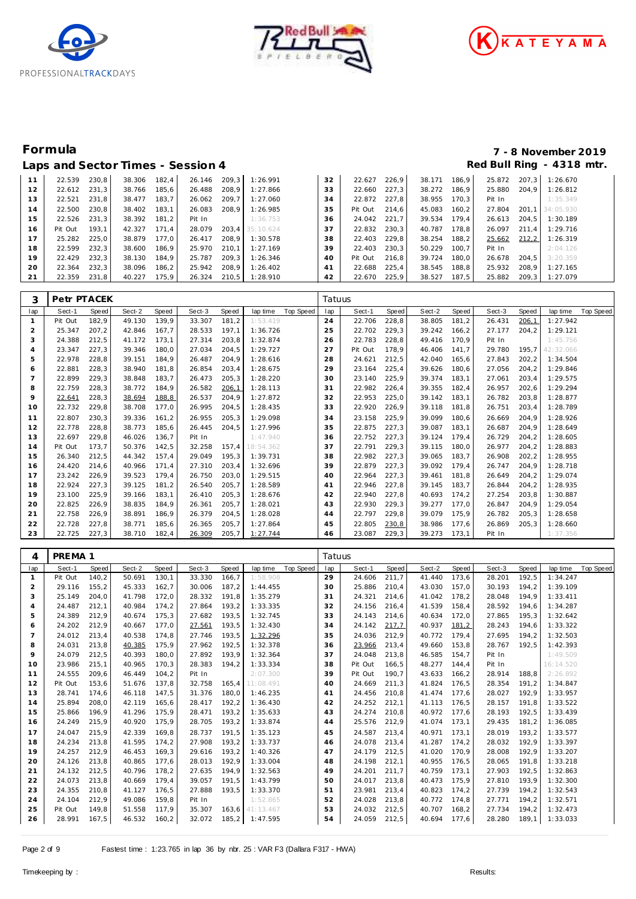# Formula

## Laps and Sector Times - Session 4

**7 - 8 November 2019**
**Red Bull Ring - 4318 mtr.**

| lap | Sect-1 | Speed | Sect-2 | Speed | Sect-3 | Speed | lap time | Top Speed | lap | Sect-1 | Speed | Sect-2 | Speed | Sect-3 | Speed | lap time | Top Speed |
|---|---|---|---|---|---|---|---|---|---|---|---|---|---|---|---|---|---|
| 11 | 22.539 | 230,8 | 38.306 | 182,4 | 26.146 | 209,3 | 1:26.991 | | 32 | 22.627 | 226,9 | 38.171 | 186,9 | 25.872 | 207,3 | 1:26.670 | |
| 12 | 22.612 | 231,3 | 38.766 | 185,6 | 26.488 | 208,9 | 1:27.866 | | 33 | 22.660 | 227,3 | 38.272 | 186,9 | 25.880 | 204,9 | 1:26.812 | |
| 13 | 22.521 | 231,8 | 38.477 | 183,7 | 26.062 | 209,7 | 1:27.060 | | 34 | 22.872 | 227,8 | 38.955 | 170,3 | Pit In | | 1:35.349 | |
| 14 | 22.500 | 230,8 | 38.402 | 183,1 | 26.083 | 208,9 | 1:26.985 | | 35 | Pit Out | 214,6 | 45.083 | 160,2 | 27.804 | 201,1 | 34:05.930 | |
| 15 | 22.526 | 231,3 | 38.392 | 181,2 | Pit In | | 1:36.753 | | 36 | 24.042 | 221,7 | 39.534 | 179,4 | 26.613 | 204,5 | 1:30.189 | |
| 16 | Pit Out | 193,1 | 42.327 | 171,4 | 28.079 | 203,4 | 35:10.624 | | 37 | 22.832 | 230,3 | 40.787 | 178,8 | 26.097 | 211,4 | 1:29.716 | |
| 17 | 25.282 | 225,0 | 38.879 | 177,0 | 26.417 | 208,9 | 1:30.578 | | 38 | 22.403 | 229,8 | 38.254 | 188,2 | 25.662 | 212,2 | 1:26.319 | |
| 18 | 22.599 | 232,3 | 38.600 | 186,9 | 25.970 | 210,1 | 1:27.169 | | 39 | 22.403 | 230,3 | 50.229 | 100,7 | Pit In | | 2:04.126 | |
| 19 | 22.429 | 232,3 | 38.130 | 184,9 | 25.787 | 209,3 | 1:26.346 | | 40 | Pit Out | 216,8 | 39.724 | 180,0 | 26.678 | 204,5 | 3:20.359 | |
| 20 | 22.364 | 232,3 | 38.096 | 186,2 | 25.942 | 208,9 | 1:26.402 | | 41 | 22.688 | 225,4 | 38.545 | 188,8 | 25.932 | 208,9 | 1:27.165 | |
| 21 | 22.359 | 231,8 | 40.227 | 175,9 | 26.324 | 210,5 | 1:28.910 | | 42 | 22.670 | 225,9 | 38.527 | 187,5 | 25.882 | 209,3 | 1:27.079 | |

### 3 Petr PTACEK — Tatuus

| lap | Sect-1 | Speed | Sect-2 | Speed | Sect-3 | Speed | lap time | Top Speed | lap | Sect-1 | Speed | Sect-2 | Speed | Sect-3 | Speed | lap time | Top Speed |
|---|---|---|---|---|---|---|---|---|---|---|---|---|---|---|---|---|---|
| 1 | Pit Out | 182,9 | 49.130 | 139,9 | 33.307 | 181,2 | 1:53.419 | | 24 | 22.706 | 228,8 | 38.805 | 181,2 | 26.431 | 206,1 | 1:27.942 | |
| 2 | 25.347 | 207,2 | 42.846 | 167,7 | 28.533 | 197,1 | 1:36.726 | | 25 | 22.702 | 229,3 | 39.242 | 166,2 | 27.177 | 204,2 | 1:29.121 | |
| 3 | 24.388 | 212,5 | 41.172 | 173,1 | 27.314 | 203,8 | 1:32.874 | | 26 | 22.783 | 228,8 | 49.416 | 170,9 | Pit In | | 1:45.756 | |
| 4 | 23.347 | 227,3 | 39.346 | 180,0 | 27.034 | 204,5 | 1:29.727 | | 27 | Pit Out | 178,9 | 46.406 | 141,7 | 29.780 | 195,7 | 42:32.066 | |
| 5 | 22.978 | 228,8 | 39.151 | 184,9 | 26.487 | 204,9 | 1:28.616 | | 28 | 24.621 | 212,5 | 42.040 | 165,6 | 27.843 | 202,2 | 1:34.504 | |
| 6 | 22.881 | 228,3 | 38.940 | 181,8 | 26.854 | 203,4 | 1:28.675 | | 29 | 23.164 | 225,4 | 39.626 | 180,6 | 27.056 | 204,2 | 1:29.846 | |
| 7 | 22.899 | 229,3 | 38.848 | 183,7 | 26.473 | 205,3 | 1:28.220 | | 30 | 23.140 | 225,9 | 39.374 | 183,1 | 27.061 | 203,4 | 1:29.575 | |
| 8 | 22.759 | 228,3 | 38.772 | 184,9 | 26.582 | 206,1 | 1:28.113 | | 31 | 22.982 | 226,4 | 39.355 | 182,4 | 26.957 | 202,6 | 1:29.294 | |
| 9 | 22.641 | 228,3 | 38.694 | 188,8 | 26.537 | 204,9 | 1:27.872 | | 32 | 22.953 | 225,0 | 39.142 | 183,1 | 26.782 | 203,8 | 1:28.877 | |
| 10 | 22.732 | 229,8 | 38.708 | 177,0 | 26.995 | 204,5 | 1:28.435 | | 33 | 22.920 | 226,9 | 39.118 | 181,8 | 26.751 | 203,4 | 1:28.789 | |
| 11 | 22.807 | 230,3 | 39.336 | 161,2 | 26.955 | 205,3 | 1:29.098 | | 34 | 23.158 | 225,9 | 39.099 | 180,6 | 26.669 | 204,9 | 1:28.926 | |
| 12 | 22.778 | 228,8 | 38.773 | 185,6 | 26.445 | 204,5 | 1:27.996 | | 35 | 22.875 | 227,3 | 39.087 | 183,1 | 26.687 | 204,9 | 1:28.649 | |
| 13 | 22.697 | 229,8 | 46.026 | 136,7 | Pit In | | 1:47.940 | | 36 | 22.752 | 227,3 | 39.124 | 179,4 | 26.729 | 204,2 | 1:28.605 | |
| 14 | Pit Out | 173,7 | 50.376 | 142,5 | 32.258 | 157,4 | 18:54.362 | | 37 | 22.791 | 229,3 | 39.115 | 180,0 | 26.977 | 204,2 | 1:28.883 | |
| 15 | 26.340 | 212,5 | 44.342 | 157,4 | 29.049 | 195,3 | 1:39.731 | | 38 | 22.982 | 227,3 | 39.065 | 183,7 | 26.908 | 202,2 | 1:28.955 | |
| 16 | 24.420 | 214,6 | 40.966 | 171,4 | 27.310 | 203,4 | 1:32.696 | | 39 | 22.879 | 227,3 | 39.092 | 179,4 | 26.747 | 204,9 | 1:28.718 | |
| 17 | 23.242 | 226,9 | 39.523 | 179,4 | 26.750 | 203,0 | 1:29.515 | | 40 | 22.964 | 227,3 | 39.461 | 181,8 | 26.649 | 204,2 | 1:29.074 | |
| 18 | 22.924 | 227,3 | 39.125 | 181,2 | 26.540 | 205,7 | 1:28.589 | | 41 | 22.946 | 227,8 | 39.145 | 183,7 | 26.844 | 204,2 | 1:28.935 | |
| 19 | 23.100 | 225,9 | 39.166 | 183,1 | 26.410 | 205,3 | 1:28.676 | | 42 | 22.940 | 227,8 | 40.693 | 174,2 | 27.254 | 203,8 | 1:30.887 | |
| 20 | 22.825 | 226,9 | 38.835 | 184,9 | 26.361 | 205,7 | 1:28.021 | | 43 | 22.930 | 229,3 | 39.277 | 177,0 | 26.847 | 204,9 | 1:29.054 | |
| 21 | 22.758 | 226,9 | 38.891 | 186,9 | 26.379 | 204,5 | 1:28.028 | | 44 | 22.797 | 229,8 | 39.079 | 175,9 | 26.782 | 205,3 | 1:28.658 | |
| 22 | 22.728 | 227,8 | 38.771 | 185,6 | 26.365 | 205,7 | 1:27.864 | | 45 | 22.805 | 230,8 | 38.986 | 177,6 | 26.869 | 205,3 | 1:28.660 | |
| 23 | 22.725 | 227,3 | 38.710 | 182,4 | 26.309 | 205,7 | 1:27.744 | | 46 | 23.087 | 229,3 | 39.273 | 173,1 | Pit In | | 1:37.356 | |

### 4 PREMA 1 — Tatuus

| lap | Sect-1 | Speed | Sect-2 | Speed | Sect-3 | Speed | lap time | Top Speed | lap | Sect-1 | Speed | Sect-2 | Speed | Sect-3 | Speed | lap time | Top Speed |
|---|---|---|---|---|---|---|---|---|---|---|---|---|---|---|---|---|---|
| 1 | Pit Out | 140,2 | 50.691 | 130,1 | 33.330 | 166,7 | 1:58.908 | | 29 | 24.606 | 211,7 | 41.440 | 173,6 | 28.201 | 192,5 | 1:34.247 | |
| 2 | 29.116 | 155,2 | 45.333 | 162,7 | 30.006 | 187,2 | 1:44.455 | | 30 | 25.886 | 210,4 | 43.030 | 157,0 | 30.193 | 194,2 | 1:39.109 | |
| 3 | 25.149 | 204,0 | 41.798 | 172,0 | 28.332 | 191,8 | 1:35.279 | | 31 | 24.321 | 214,6 | 41.042 | 178,2 | 28.048 | 194,9 | 1:33.411 | |
| 4 | 24.487 | 212,1 | 40.984 | 174,2 | 27.864 | 193,2 | 1:33.335 | | 32 | 24.156 | 216,4 | 41.539 | 158,4 | 28.592 | 194,6 | 1:34.287 | |
| 5 | 24.389 | 212,9 | 40.674 | 175,3 | 27.682 | 193,5 | 1:32.745 | | 33 | 24.143 | 214,6 | 40.634 | 172,0 | 27.865 | 195,3 | 1:32.642 | |
| 6 | 24.202 | 212,9 | 40.667 | 177,0 | 27.561 | 193,5 | 1:32.430 | | 34 | 24.142 | 217,7 | 40.937 | 181,2 | 28.243 | 194,6 | 1:33.322 | |
| 7 | 24.012 | 213,4 | 40.538 | 174,8 | 27.746 | 193,5 | 1:32.296 | | 35 | 24.036 | 212,9 | 40.772 | 179,4 | 27.695 | 194,2 | 1:32.503 | |
| 8 | 24.031 | 213,8 | 40.385 | 175,9 | 27.962 | 192,5 | 1:32.378 | | 36 | 23.966 | 213,4 | 49.660 | 153,8 | 28.767 | 192,5 | 1:42.393 | |
| 9 | 24.079 | 212,5 | 40.393 | 180,0 | 27.892 | 193,9 | 1:32.364 | | 37 | 24.048 | 213,8 | 46.585 | 154,7 | Pit In | | 1:49.509 | |
| 10 | 23.986 | 215,1 | 40.965 | 170,3 | 28.383 | 194,2 | 1:33.334 | | 38 | Pit Out | 166,5 | 48.277 | 144,4 | Pit In | | 16:14.520 | |
| 11 | 24.555 | 209,6 | 46.449 | 104,2 | Pit In | | 2:07.300 | | 39 | Pit Out | 190,7 | 43.633 | 166,2 | 28.914 | 188,8 | 2:26.892 | |
| 12 | Pit Out | 153,6 | 51.676 | 137,8 | 32.758 | 165,4 | 11:08.491 | | 40 | 24.669 | 211,3 | 41.824 | 176,5 | 28.354 | 191,2 | 1:34.847 | |
| 13 | 28.741 | 174,6 | 46.118 | 147,5 | 31.376 | 180,0 | 1:46.235 | | 41 | 24.456 | 210,8 | 41.474 | 177,6 | 28.027 | 192,9 | 1:33.957 | |
| 14 | 25.894 | 208,0 | 42.119 | 165,6 | 28.417 | 192,2 | 1:36.430 | | 42 | 24.252 | 212,1 | 41.113 | 176,5 | 28.157 | 191,8 | 1:33.522 | |
| 15 | 25.866 | 196,9 | 41.296 | 175,9 | 28.471 | 193,2 | 1:35.633 | | 43 | 24.274 | 210,8 | 40.972 | 177,6 | 28.193 | 192,5 | 1:33.439 | |
| 16 | 24.249 | 215,9 | 40.920 | 175,9 | 28.705 | 193,2 | 1:33.874 | | 44 | 25.576 | 212,9 | 41.074 | 173,1 | 29.435 | 181,2 | 1:36.085 | |
| 17 | 24.047 | 215,9 | 42.339 | 169,8 | 28.737 | 191,5 | 1:35.123 | | 45 | 24.587 | 213,4 | 40.971 | 173,1 | 28.019 | 193,2 | 1:33.577 | |
| 18 | 24.234 | 213,8 | 41.595 | 174,2 | 27.908 | 193,2 | 1:33.737 | | 46 | 24.078 | 213,4 | 41.287 | 174,2 | 28.032 | 192,9 | 1:33.397 | |
| 19 | 24.257 | 212,9 | 46.453 | 169,3 | 29.616 | 193,2 | 1:40.326 | | 47 | 24.179 | 212,5 | 41.020 | 170,9 | 28.008 | 192,9 | 1:33.207 | |
| 20 | 24.126 | 213,8 | 40.865 | 177,6 | 28.013 | 192,9 | 1:33.004 | | 48 | 24.198 | 212,1 | 40.955 | 176,5 | 28.065 | 191,8 | 1:33.218 | |
| 21 | 24.132 | 212,5 | 40.796 | 178,2 | 27.635 | 194,9 | 1:32.563 | | 49 | 24.201 | 211,7 | 40.759 | 173,1 | 27.903 | 192,5 | 1:32.863 | |
| 22 | 24.073 | 213,8 | 40.669 | 179,4 | 39.057 | 191,5 | 1:43.799 | | 50 | 24.017 | 213,8 | 40.473 | 175,9 | 27.810 | 193,9 | 1:32.300 | |
| 23 | 24.355 | 210,8 | 41.127 | 176,5 | 27.888 | 193,5 | 1:33.370 | | 51 | 23.981 | 213,4 | 40.823 | 174,2 | 27.739 | 194,2 | 1:32.543 | |
| 24 | 24.104 | 212,9 | 49.086 | 159,8 | Pit In | | 1:52.865 | | 52 | 24.028 | 213,8 | 40.772 | 174,8 | 27.771 | 194,2 | 1:32.571 | |
| 25 | Pit Out | 149,8 | 51.558 | 117,9 | 35.307 | 163,6 | 41:13.467 | | 53 | 24.032 | 212,5 | 40.707 | 168,2 | 27.734 | 194,2 | 1:32.473 | |
| 26 | 28.991 | 167,5 | 46.532 | 160,2 | 32.072 | 185,2 | 1:47.595 | | 54 | 24.059 | 212,5 | 40.694 | 177,6 | 28.280 | 189,1 | 1:33.033 | |

Fastest time : 1:23.765 in lap 36 by nbr. 25 : VAR F3 (Dallara F317 - HWA)

Timekeeping by : Results: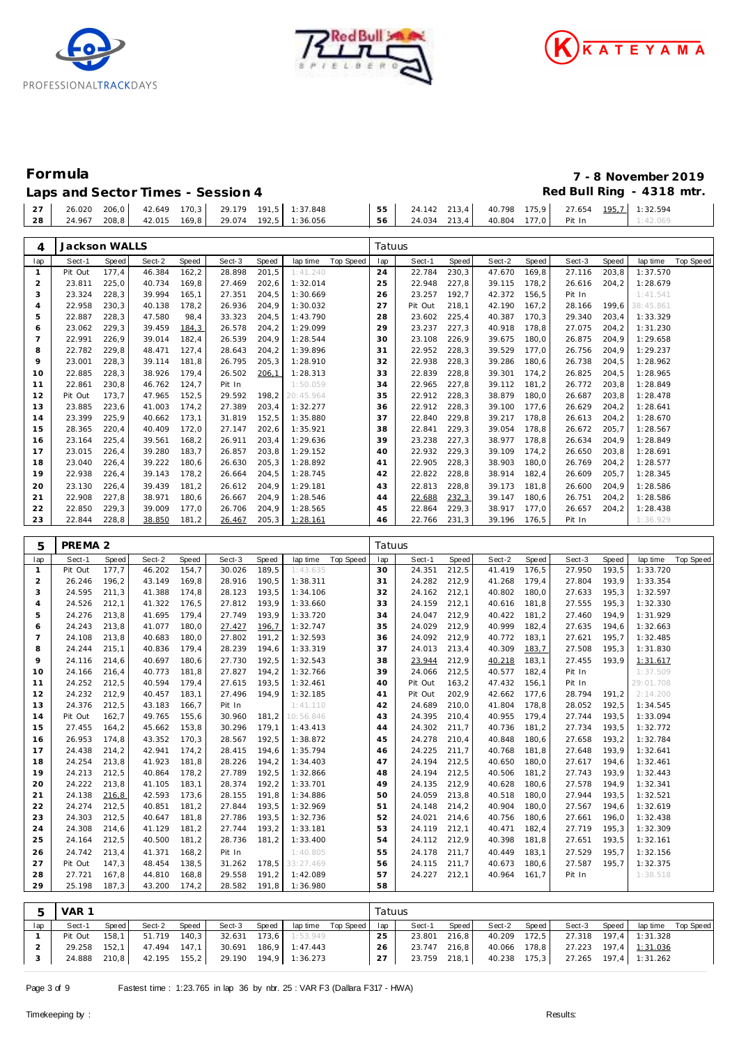## Formula

**Laps and Sector Times - Session 4**

**7 - 8 November 2019**

**Red Bull Ring - 4318 mtr.**

| lap | Sect-1 | Speed | Sect-2 | Speed | Sect-3 | Speed | lap time | Top Speed | lap | Sect-1 | Speed | Sect-2 | Speed | Sect-3 | Speed | lap time | Top Speed |
|---|---|---|---|---|---|---|---|---|---|---|---|---|---|---|---|---|---|
| 27 | 26.020 | 206,0 | 42.649 | 170,3 | 29.179 | 191,5 | 1:37.848 | | 55 | 24.142 | 213,4 | 40.798 | 175,9 | 27.654 | 195,7 | 1:32.594 | |
| 28 | 24.967 | 208,8 | 42.015 | 169,8 | 29.074 | 192,5 | 1:36.056 | | 56 | 24.034 | 213,4 | 40.804 | 177,0 | Pit In | | 1:42.069 | |

**4 Jackson WALLS** — Tatuus

| lap | Sect-1 | Speed | Sect-2 | Speed | Sect-3 | Speed | lap time | Top Speed | lap | Sect-1 | Speed | Sect-2 | Speed | Sect-3 | Speed | lap time | Top Speed |
|---|---|---|---|---|---|---|---|---|---|---|---|---|---|---|---|---|---|
| 1 | Pit Out | 177,4 | 46.384 | 162,2 | 28.898 | 201,5 | 1:41.240 | | 24 | 22.784 | 230,3 | 47.670 | 169,8 | 27.116 | 203,8 | 1:37.570 | |
| 2 | 23.811 | 225,0 | 40.734 | 169,8 | 27.469 | 202,6 | 1:32.014 | | 25 | 22.948 | 227,8 | 39.115 | 178,2 | 26.616 | 204,2 | 1:28.679 | |
| 3 | 23.324 | 228,3 | 39.994 | 165,1 | 27.351 | 204,5 | 1:30.669 | | 26 | 23.257 | 192,7 | 42.372 | 156,5 | Pit In | | 1:41.541 | |
| 4 | 22.958 | 230,3 | 40.138 | 178,2 | 26.936 | 204,9 | 1:30.032 | | 27 | Pit Out | 218,1 | 42.190 | 167,2 | 28.166 | 199,6 | 38:45.861 | |
| 5 | 22.887 | 228,3 | 47.580 | 98,4 | 33.323 | 204,5 | 1:43.790 | | 28 | 23.602 | 225,4 | 40.387 | 170,3 | 29.340 | 203,4 | 1:33.329 | |
| 6 | 23.062 | 229,3 | 39.459 | 184,3 | 26.578 | 204,2 | 1:29.099 | | 29 | 23.237 | 227,3 | 40.918 | 178,8 | 27.075 | 204,2 | 1:31.230 | |
| 7 | 22.991 | 226,9 | 39.014 | 182,4 | 26.539 | 204,9 | 1:28.544 | | 30 | 23.108 | 226,9 | 39.675 | 180,0 | 26.875 | 204,9 | 1:29.658 | |
| 8 | 22.782 | 229,8 | 48.471 | 127,4 | 28.643 | 204,2 | 1:39.896 | | 31 | 22.952 | 228,3 | 39.529 | 177,0 | 26.756 | 204,9 | 1:29.237 | |
| 9 | 23.001 | 228,3 | 39.114 | 181,8 | 26.795 | 205,3 | 1:28.910 | | 32 | 22.938 | 228,3 | 39.286 | 180,6 | 26.738 | 204,5 | 1:28.962 | |
| 10 | 22.885 | 228,3 | 38.926 | 179,4 | 26.502 | 206,1 | 1:28.313 | | 33 | 22.839 | 228,8 | 39.301 | 174,2 | 26.825 | 204,5 | 1:28.965 | |
| 11 | 22.861 | 230,8 | 46.762 | 124,7 | Pit In | | 1:50.059 | | 34 | 22.965 | 227,8 | 39.112 | 181,2 | 26.772 | 203,8 | 1:28.849 | |
| 12 | Pit Out | 173,7 | 47.965 | 152,5 | 29.592 | 198,2 | 20:45.964 | | 35 | 22.912 | 228,3 | 38.879 | 180,0 | 26.687 | 203,8 | 1:28.478 | |
| 13 | 23.885 | 223,6 | 41.003 | 174,2 | 27.389 | 203,4 | 1:32.277 | | 36 | 22.912 | 228,3 | 39.100 | 177,6 | 26.629 | 204,2 | 1:28.641 | |
| 14 | 23.399 | 225,9 | 40.662 | 173,1 | 31.819 | 152,5 | 1:35.880 | | 37 | 22.840 | 229,8 | 39.217 | 178,8 | 26.613 | 204,2 | 1:28.670 | |
| 15 | 28.365 | 220,4 | 40.409 | 172,0 | 27.147 | 202,6 | 1:35.921 | | 38 | 22.841 | 229,3 | 39.054 | 178,8 | 26.672 | 205,7 | 1:28.567 | |
| 16 | 23.164 | 225,4 | 39.561 | 168,2 | 26.911 | 203,4 | 1:29.636 | | 39 | 23.238 | 227,3 | 38.977 | 178,8 | 26.634 | 204,9 | 1:28.849 | |
| 17 | 23.015 | 226,4 | 39.280 | 183,7 | 26.857 | 203,8 | 1:29.152 | | 40 | 22.932 | 229,3 | 39.109 | 174,2 | 26.650 | 203,8 | 1:28.691 | |
| 18 | 23.040 | 226,4 | 39.222 | 180,6 | 26.630 | 205,3 | 1:28.892 | | 41 | 22.905 | 228,3 | 38.903 | 180,0 | 26.769 | 204,2 | 1:28.577 | |
| 19 | 22.938 | 226,4 | 39.143 | 178,2 | 26.664 | 204,5 | 1:28.745 | | 42 | 22.822 | 228,8 | 38.914 | 182,4 | 26.609 | 205,7 | 1:28.345 | |
| 20 | 23.130 | 226,4 | 39.439 | 181,2 | 26.612 | 204,9 | 1:29.181 | | 43 | 22.813 | 228,8 | 39.173 | 181,8 | 26.600 | 204,9 | 1:28.586 | |
| 21 | 22.908 | 227,8 | 38.971 | 180,6 | 26.667 | 204,9 | 1:28.546 | | 44 | 22.688 | 232,3 | 39.147 | 180,6 | 26.751 | 204,2 | 1:28.586 | |
| 22 | 22.850 | 229,3 | 39.009 | 177,0 | 26.706 | 204,9 | 1:28.565 | | 45 | 22.864 | 229,3 | 38.917 | 177,0 | 26.657 | 204,2 | 1:28.438 | |
| 23 | 22.844 | 228,8 | 38.850 | 181,2 | 26.467 | 205,3 | 1:28.161 | | 46 | 22.766 | 231,3 | 39.196 | 176,5 | Pit In | | 1:36.929 | |

**5 PREMA 2** — Tatuus

| lap | Sect-1 | Speed | Sect-2 | Speed | Sect-3 | Speed | lap time | Top Speed | lap | Sect-1 | Speed | Sect-2 | Speed | Sect-3 | Speed | lap time | Top Speed |
|---|---|---|---|---|---|---|---|---|---|---|---|---|---|---|---|---|---|
| 1 | Pit Out | 177,7 | 46.202 | 154,7 | 30.026 | 189,5 | 1:43.635 | | 30 | 24.351 | 212,5 | 41.419 | 176,5 | 27.950 | 193,5 | 1:33.720 | |
| 2 | 26.246 | 196,2 | 43.149 | 169,8 | 28.916 | 190,5 | 1:38.311 | | 31 | 24.282 | 212,9 | 41.268 | 179,4 | 27.804 | 193,9 | 1:33.354 | |
| 3 | 24.595 | 211,3 | 41.388 | 174,8 | 28.123 | 193,5 | 1:34.106 | | 32 | 24.162 | 212,1 | 40.802 | 180,0 | 27.633 | 195,3 | 1:32.597 | |
| 4 | 24.526 | 212,1 | 41.322 | 176,5 | 27.812 | 193,9 | 1:33.660 | | 33 | 24.159 | 212,1 | 40.616 | 181,8 | 27.555 | 195,3 | 1:32.330 | |
| 5 | 24.276 | 213,8 | 41.695 | 179,4 | 27.749 | 193,9 | 1:33.720 | | 34 | 24.047 | 212,9 | 40.422 | 181,2 | 27.460 | 194,9 | 1:31.929 | |
| 6 | 24.243 | 213,8 | 41.077 | 180,0 | 27.427 | 196,7 | 1:32.747 | | 35 | 24.029 | 212,9 | 40.999 | 182,4 | 27.635 | 194,6 | 1:32.663 | |
| 7 | 24.108 | 213,8 | 40.683 | 180,0 | 27.802 | 191,2 | 1:32.593 | | 36 | 24.092 | 212,9 | 40.772 | 183,1 | 27.621 | 195,7 | 1:32.485 | |
| 8 | 24.244 | 215,1 | 40.836 | 179,4 | 28.239 | 194,6 | 1:33.319 | | 37 | 24.013 | 213,4 | 40.309 | 183,7 | 27.508 | 195,3 | 1:31.830 | |
| 9 | 24.116 | 214,6 | 40.697 | 180,6 | 27.730 | 192,5 | 1:32.543 | | 38 | 23.944 | 212,9 | 40.218 | 183,1 | 27.455 | 193,9 | 1:31.617 | |
| 10 | 24.166 | 216,4 | 40.773 | 181,8 | 27.827 | 194,2 | 1:32.766 | | 39 | 24.066 | 212,5 | 40.577 | 182,4 | Pit In | | 1:37.509 | |
| 11 | 24.252 | 212,5 | 40.594 | 179,4 | 27.615 | 193,5 | 1:32.461 | | 40 | Pit Out | 163,2 | 47.432 | 156,1 | Pit In | | 29:01.708 | |
| 12 | 24.232 | 212,9 | 40.457 | 183,1 | 27.496 | 194,9 | 1:32.185 | | 41 | Pit Out | 202,9 | 42.662 | 177,6 | 28.794 | 191,2 | 2:14.200 | |
| 13 | 24.376 | 212,5 | 43.183 | 166,7 | Pit In | | 1:41.110 | | 42 | 24.689 | 210,0 | 41.804 | 178,8 | 28.052 | 192,5 | 1:34.545 | |
| 14 | Pit Out | 162,7 | 49.765 | 155,6 | 30.960 | 181,2 | 10:56.846 | | 43 | 24.395 | 210,4 | 40.955 | 179,4 | 27.744 | 193,5 | 1:33.094 | |
| 15 | 27.455 | 164,2 | 45.662 | 153,8 | 30.296 | 179,1 | 1:43.413 | | 44 | 24.302 | 211,7 | 40.736 | 181,2 | 27.734 | 193,5 | 1:32.772 | |
| 16 | 26.953 | 174,8 | 43.352 | 170,3 | 28.567 | 192,5 | 1:38.872 | | 45 | 24.278 | 210,4 | 40.848 | 180,6 | 27.658 | 193,2 | 1:32.784 | |
| 17 | 24.438 | 214,2 | 42.941 | 174,2 | 28.415 | 194,6 | 1:35.794 | | 46 | 24.225 | 211,7 | 40.768 | 181,8 | 27.648 | 193,9 | 1:32.641 | |
| 18 | 24.254 | 213,8 | 41.923 | 181,8 | 28.226 | 194,2 | 1:34.403 | | 47 | 24.194 | 212,5 | 40.650 | 180,0 | 27.617 | 194,6 | 1:32.461 | |
| 19 | 24.213 | 212,5 | 40.864 | 178,2 | 27.789 | 192,5 | 1:32.866 | | 48 | 24.194 | 212,5 | 40.506 | 181,2 | 27.743 | 193,9 | 1:32.443 | |
| 20 | 24.222 | 213,8 | 41.105 | 183,1 | 28.374 | 192,2 | 1:33.701 | | 49 | 24.135 | 212,9 | 40.628 | 180,6 | 27.578 | 194,9 | 1:32.341 | |
| 21 | 24.138 | 216,8 | 42.593 | 173,6 | 28.155 | 191,8 | 1:34.886 | | 50 | 24.059 | 213,8 | 40.518 | 180,0 | 27.944 | 193,5 | 1:32.521 | |
| 22 | 24.274 | 212,5 | 40.851 | 181,2 | 27.844 | 193,5 | 1:32.969 | | 51 | 24.148 | 214,2 | 40.904 | 180,0 | 27.567 | 194,6 | 1:32.619 | |
| 23 | 24.303 | 212,5 | 40.647 | 181,8 | 27.786 | 193,5 | 1:32.736 | | 52 | 24.021 | 214,6 | 40.756 | 180,6 | 27.661 | 196,0 | 1:32.438 | |
| 24 | 24.308 | 214,6 | 41.129 | 181,2 | 27.744 | 193,2 | 1:33.181 | | 53 | 24.119 | 212,1 | 40.471 | 182,4 | 27.719 | 195,3 | 1:32.309 | |
| 25 | 24.164 | 212,5 | 40.500 | 181,2 | 28.736 | 181,2 | 1:33.400 | | 54 | 24.112 | 212,9 | 40.398 | 181,8 | 27.651 | 193,5 | 1:32.161 | |
| 26 | 24.742 | 213,4 | 41.371 | 168,2 | Pit In | | 1:40.805 | | 55 | 24.178 | 211,7 | 40.449 | 183,1 | 27.529 | 195,7 | 1:32.156 | |
| 27 | Pit Out | 147,3 | 48.454 | 138,5 | 31.262 | 178,5 | 33:27.469 | | 56 | 24.115 | 211,7 | 40.673 | 180,6 | 27.587 | 195,7 | 1:32.375 | |
| 28 | 27.721 | 167,8 | 44.810 | 168,8 | 29.558 | 191,2 | 1:42.089 | | 57 | 24.227 | 212,1 | 40.964 | 161,7 | Pit In | | 1:38.518 | |
| 29 | 25.198 | 187,3 | 43.200 | 174,2 | 28.582 | 191,8 | 1:36.980 | | 58 | | | | | | | | |

**5 VAR 1** — Tatuus

| lap | Sect-1 | Speed | Sect-2 | Speed | Sect-3 | Speed | lap time | Top Speed | lap | Sect-1 | Speed | Sect-2 | Speed | Sect-3 | Speed | lap time | Top Speed |
|---|---|---|---|---|---|---|---|---|---|---|---|---|---|---|---|---|---|
| 1 | Pit Out | 158,1 | 51.719 | 140,3 | 32.631 | 173,6 | 1:53.949 | | 25 | 23.801 | 216,8 | 40.209 | 172,5 | 27.318 | 197,4 | 1:31.328 | |
| 2 | 29.258 | 152,1 | 47.494 | 147,1 | 30.691 | 186,9 | 1:47.443 | | 26 | 23.747 | 216,8 | 40.066 | 178,8 | 27.223 | 197,4 | 1:31.036 | |
| 3 | 24.888 | 210,8 | 42.195 | 155,2 | 29.190 | 194,9 | 1:36.273 | | 27 | 23.759 | 218,1 | 40.238 | 175,3 | 27.265 | 197,4 | 1:31.262 | |

Fastest time : 1:23.765 in lap 36 by nbr. 25 : VAR F3 (Dallara F317 - HWA)

Timekeeping by : Results: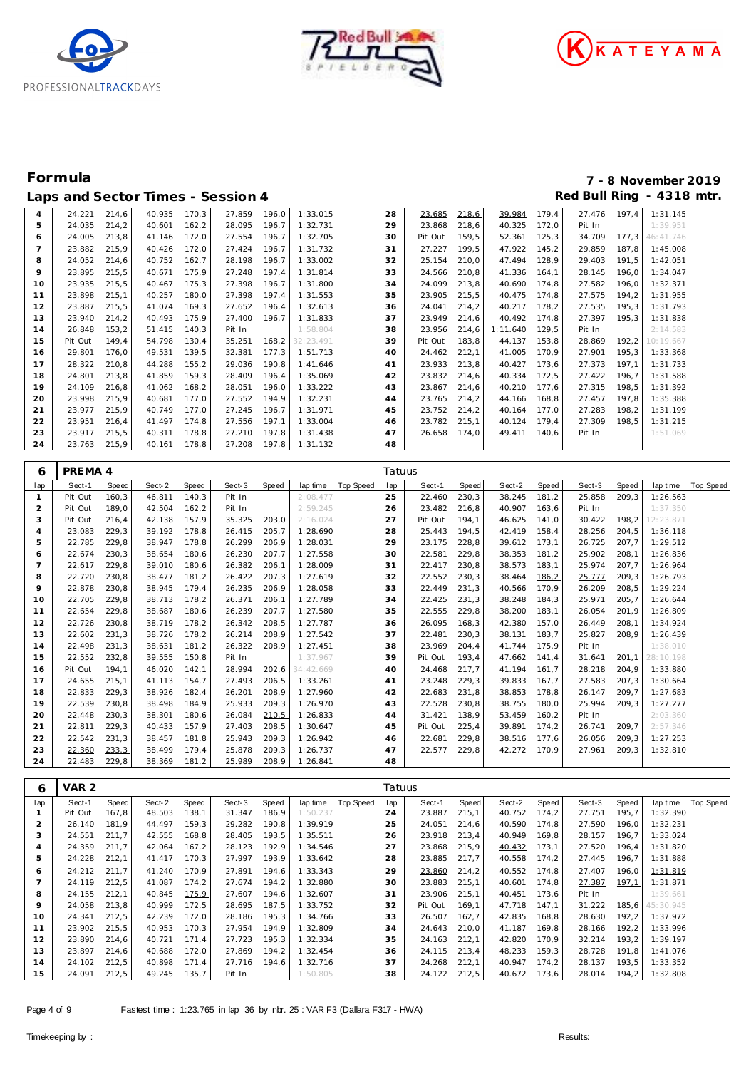# Formula

## Laps and Sector Times - Session 4

7 - 8 November 2019
Red Bull Ring - 4318 mtr.

| lap | Sect-1 | Speed | Sect-2 | Speed | Sect-3 | Speed | lap time | Top Speed | lap | Sect-1 | Speed | Sect-2 | Speed | Sect-3 | Speed | lap time | Top Speed |
|---|---|---|---|---|---|---|---|---|---|---|---|---|---|---|---|---|---|
| 4 | 24.221 | 214,6 | 40.935 | 170,3 | 27.859 | 196,0 | 1:33.015 | | 28 | 23.685 | 218,6 | 39.984 | 179,4 | 27.476 | 197,4 | 1:31.145 | |
| 5 | 24.035 | 214,2 | 40.601 | 162,2 | 28.095 | 196,7 | 1:32.731 | | 29 | 23.868 | 218,6 | 40.325 | 172,0 | Pit In | | 1:39.951 | |
| 6 | 24.005 | 213,8 | 41.146 | 172,0 | 27.554 | 196,7 | 1:32.705 | | 30 | Pit Out | 159,5 | 52.361 | 125,3 | 34.709 | 177,3 | 46:41.746 | |
| 7 | 23.882 | 215,9 | 40.426 | 172,0 | 27.424 | 196,7 | 1:31.732 | | 31 | 27.227 | 199,5 | 47.922 | 145,2 | 29.859 | 187,8 | 1:45.008 | |
| 8 | 24.052 | 214,6 | 40.752 | 162,7 | 28.198 | 196,7 | 1:33.002 | | 32 | 25.154 | 210,0 | 47.494 | 128,9 | 29.403 | 191,5 | 1:42.051 | |
| 9 | 23.895 | 215,5 | 40.671 | 175,9 | 27.248 | 197,4 | 1:31.814 | | 33 | 24.566 | 210,8 | 41.336 | 164,1 | 28.145 | 196,0 | 1:34.047 | |
| 10 | 23.935 | 215,5 | 40.467 | 175,3 | 27.398 | 196,7 | 1:31.800 | | 34 | 24.099 | 213,8 | 40.690 | 174,8 | 27.582 | 196,0 | 1:32.371 | |
| 11 | 23.898 | 215,1 | 40.257 | 180,0 | 27.398 | 197,4 | 1:31.553 | | 35 | 23.905 | 215,5 | 40.475 | 174,8 | 27.575 | 194,2 | 1:31.955 | |
| 12 | 23.887 | 215,5 | 41.074 | 169,3 | 27.652 | 196,4 | 1:32.613 | | 36 | 24.041 | 214,2 | 40.217 | 178,2 | 27.535 | 195,3 | 1:31.793 | |
| 13 | 23.940 | 214,2 | 40.493 | 175,9 | 27.400 | 196,7 | 1:31.833 | | 37 | 23.949 | 214,6 | 40.492 | 174,8 | 27.397 | 195,3 | 1:31.838 | |
| 14 | 26.848 | 153,2 | 51.415 | 140,3 | Pit In | | 1:58.804 | | 38 | 23.956 | 214,6 | 1:11.640 | 129,5 | Pit In | | 2:14.583 | |
| 15 | Pit Out | 149,4 | 54.798 | 130,4 | 35.251 | 168,2 | 32:23.491 | | 39 | Pit Out | 183,8 | 44.137 | 153,8 | 28.869 | 192,2 | 10:19.667 | |
| 16 | 29.801 | 176,0 | 49.531 | 139,5 | 32.381 | 177,3 | 1:51.713 | | 40 | 24.462 | 212,1 | 41.005 | 170,9 | 27.901 | 195,3 | 1:33.368 | |
| 17 | 28.322 | 210,8 | 44.288 | 155,2 | 29.036 | 190,8 | 1:41.646 | | 41 | 23.933 | 213,8 | 40.427 | 173,6 | 27.373 | 197,1 | 1:31.733 | |
| 18 | 24.801 | 213,8 | 41.859 | 159,3 | 28.409 | 196,4 | 1:35.069 | | 42 | 23.832 | 214,6 | 40.334 | 172,5 | 27.422 | 196,7 | 1:31.588 | |
| 19 | 24.109 | 216,8 | 41.062 | 168,2 | 28.051 | 196,0 | 1:33.222 | | 43 | 23.867 | 214,6 | 40.210 | 177,6 | 27.315 | 198,5 | 1:31.392 | |
| 20 | 23.998 | 215,9 | 40.681 | 177,0 | 27.552 | 194,9 | 1:32.231 | | 44 | 23.765 | 214,2 | 44.166 | 168,8 | 27.457 | 197,8 | 1:35.388 | |
| 21 | 23.977 | 215,9 | 40.749 | 177,0 | 27.245 | 196,7 | 1:31.971 | | 45 | 23.752 | 214,2 | 40.164 | 177,0 | 27.283 | 198,2 | 1:31.199 | |
| 22 | 23.951 | 216,4 | 41.497 | 174,8 | 27.556 | 197,1 | 1:33.004 | | 46 | 23.782 | 215,1 | 40.124 | 179,4 | 27.309 | 198,5 | 1:31.215 | |
| 23 | 23.917 | 215,5 | 40.311 | 178,8 | 27.210 | 197,8 | 1:31.438 | | 47 | 26.658 | 174,0 | 49.411 | 140,6 | Pit In | | 1:51.069 | |
| 24 | 23.763 | 215,9 | 40.161 | 178,8 | 27.208 | 197,8 | 1:31.132 | | 48 | | | | | | | | |

### 6 PREMA 4 — Tatuus

| lap | Sect-1 | Speed | Sect-2 | Speed | Sect-3 | Speed | lap time | Top Speed | lap | Sect-1 | Speed | Sect-2 | Speed | Sect-3 | Speed | lap time | Top Speed |
|---|---|---|---|---|---|---|---|---|---|---|---|---|---|---|---|---|---|
| 1 | Pit Out | 160,3 | 46.811 | 140,3 | Pit In | | 2:08.477 | | 25 | 22.460 | 230,3 | 38.245 | 181,2 | 25.858 | 209,3 | 1:26.563 | |
| 2 | Pit Out | 189,0 | 42.504 | 162,2 | Pit In | | 2:59.245 | | 26 | 23.482 | 216,8 | 40.907 | 163,6 | Pit In | | 1:37.350 | |
| 3 | Pit Out | 216,4 | 42.138 | 157,9 | 35.325 | 203,0 | 2:16.024 | | 27 | Pit Out | 194,1 | 46.625 | 141,0 | 30.422 | 198,2 | 12:23.871 | |
| 4 | 23.083 | 229,3 | 39.192 | 178,8 | 26.415 | 205,7 | 1:28.690 | | 28 | 25.443 | 194,5 | 42.419 | 158,4 | 28.256 | 204,5 | 1:36.118 | |
| 5 | 22.785 | 229,8 | 38.947 | 178,8 | 26.299 | 206,9 | 1:28.031 | | 29 | 23.175 | 228,8 | 39.612 | 173,1 | 26.725 | 207,7 | 1:29.512 | |
| 6 | 22.674 | 230,3 | 38.654 | 180,6 | 26.230 | 207,7 | 1:27.558 | | 30 | 22.581 | 229,8 | 38.353 | 181,2 | 25.902 | 208,1 | 1:26.836 | |
| 7 | 22.617 | 229,8 | 39.010 | 180,6 | 26.382 | 206,1 | 1:28.009 | | 31 | 22.417 | 230,8 | 38.573 | 183,1 | 25.974 | 207,7 | 1:26.964 | |
| 8 | 22.720 | 230,8 | 38.477 | 181,2 | 26.422 | 207,3 | 1:27.619 | | 32 | 22.552 | 230,3 | 38.464 | 186,2 | 25.777 | 209,3 | 1:26.793 | |
| 9 | 22.878 | 230,8 | 38.945 | 179,4 | 26.235 | 206,9 | 1:28.058 | | 33 | 22.449 | 231,3 | 40.566 | 170,9 | 26.209 | 208,5 | 1:29.224 | |
| 10 | 22.705 | 229,8 | 38.713 | 178,2 | 26.371 | 206,1 | 1:27.789 | | 34 | 22.425 | 231,3 | 38.248 | 184,3 | 25.971 | 205,7 | 1:26.644 | |
| 11 | 22.654 | 229,8 | 38.687 | 180,6 | 26.239 | 207,7 | 1:27.580 | | 35 | 22.555 | 229,8 | 38.200 | 183,1 | 26.054 | 201,9 | 1:26.809 | |
| 12 | 22.726 | 230,8 | 38.719 | 178,2 | 26.342 | 208,5 | 1:27.787 | | 36 | 26.095 | 168,3 | 42.380 | 157,0 | 26.449 | 208,1 | 1:34.924 | |
| 13 | 22.602 | 231,3 | 38.726 | 178,2 | 26.214 | 208,9 | 1:27.542 | | 37 | 22.481 | 230,3 | 38.131 | 183,7 | 25.827 | 208,9 | 1:26.439 | |
| 14 | 22.498 | 231,3 | 38.631 | 181,2 | 26.322 | 208,9 | 1:27.451 | | 38 | 23.969 | 204,4 | 41.744 | 175,9 | Pit In | | 1:38.010 | |
| 15 | 22.552 | 232,8 | 39.555 | 150,8 | Pit In | | 1:37.967 | | 39 | Pit Out | 193,4 | 47.662 | 141,4 | 31.641 | 201,1 | 28:10.198 | |
| 16 | Pit Out | 194,1 | 46.020 | 142,1 | 28.994 | 202,6 | 34:42.669 | | 40 | 24.468 | 217,7 | 41.194 | 161,7 | 28.218 | 204,9 | 1:33.880 | |
| 17 | 24.655 | 215,1 | 41.113 | 154,7 | 27.493 | 206,5 | 1:33.261 | | 41 | 23.248 | 229,3 | 39.833 | 167,7 | 27.583 | 207,3 | 1:30.664 | |
| 18 | 22.833 | 229,3 | 38.926 | 182,4 | 26.201 | 208,9 | 1:27.960 | | 42 | 22.683 | 231,8 | 38.853 | 178,8 | 26.147 | 209,7 | 1:27.683 | |
| 19 | 22.539 | 230,8 | 38.498 | 184,9 | 25.933 | 209,3 | 1:26.970 | | 43 | 22.528 | 230,8 | 38.755 | 180,0 | 25.994 | 209,3 | 1:27.277 | |
| 20 | 22.448 | 230,3 | 38.301 | 180,6 | 26.084 | 210,5 | 1:26.833 | | 44 | 31.421 | 138,9 | 53.459 | 160,2 | Pit In | | 2:03.360 | |
| 21 | 22.811 | 229,3 | 40.433 | 157,9 | 27.403 | 208,5 | 1:30.647 | | 45 | Pit Out | 225,4 | 39.891 | 174,2 | 26.741 | 209,7 | 2:57.346 | |
| 22 | 22.542 | 231,3 | 38.457 | 181,8 | 25.943 | 209,3 | 1:26.942 | | 46 | 22.681 | 229,8 | 38.516 | 177,6 | 26.056 | 209,3 | 1:27.253 | |
| 23 | 22.360 | 233,3 | 38.499 | 179,4 | 25.878 | 209,3 | 1:26.737 | | 47 | 22.577 | 229,8 | 42.272 | 170,9 | 27.961 | 209,3 | 1:32.810 | |
| 24 | 22.483 | 229,8 | 38.369 | 181,2 | 25.989 | 208,9 | 1:26.841 | | 48 | | | | | | | | |

### 6 VAR 2 — Tatuus

| lap | Sect-1 | Speed | Sect-2 | Speed | Sect-3 | Speed | lap time | Top Speed | lap | Sect-1 | Speed | Sect-2 | Speed | Sect-3 | Speed | lap time | Top Speed |
|---|---|---|---|---|---|---|---|---|---|---|---|---|---|---|---|---|---|
| 1 | Pit Out | 167,8 | 48.503 | 138,1 | 31.347 | 186,9 | 1:50.237 | | 24 | 23.887 | 215,1 | 40.752 | 174,2 | 27.751 | 195,7 | 1:32.390 | |
| 2 | 26.140 | 181,9 | 44.497 | 159,3 | 29.282 | 190,8 | 1:39.919 | | 25 | 24.051 | 214,6 | 40.590 | 174,8 | 27.590 | 196,0 | 1:32.231 | |
| 3 | 24.551 | 211,7 | 42.555 | 168,8 | 28.405 | 193,5 | 1:35.511 | | 26 | 23.918 | 213,4 | 40.949 | 169,8 | 28.157 | 196,7 | 1:33.024 | |
| 4 | 24.359 | 211,7 | 42.064 | 167,2 | 28.123 | 192,9 | 1:34.546 | | 27 | 23.868 | 215,9 | 40.432 | 173,1 | 27.520 | 196,4 | 1:31.820 | |
| 5 | 24.228 | 212,1 | 41.417 | 170,3 | 27.997 | 193,9 | 1:33.642 | | 28 | 23.885 | 217,7 | 40.558 | 174,2 | 27.445 | 196,7 | 1:31.888 | |
| 6 | 24.212 | 211,7 | 41.240 | 170,9 | 27.891 | 194,6 | 1:33.343 | | 29 | 23.860 | 214,2 | 40.552 | 174,8 | 27.407 | 196,0 | 1:31.819 | |
| 7 | 24.119 | 212,5 | 41.087 | 174,2 | 27.674 | 194,2 | 1:32.880 | | 30 | 23.883 | 215,1 | 40.601 | 174,8 | 27.387 | 197,1 | 1:31.871 | |
| 8 | 24.155 | 212,1 | 40.845 | 175,9 | 27.607 | 194,6 | 1:32.607 | | 31 | 23.906 | 215,1 | 40.451 | 173,6 | Pit In | | 1:39.661 | |
| 9 | 24.058 | 213,8 | 40.999 | 172,5 | 28.695 | 187,5 | 1:33.752 | | 32 | Pit Out | 169,1 | 47.718 | 147,1 | 31.222 | 185,6 | 45:30.945 | |
| 10 | 24.341 | 212,5 | 42.239 | 172,0 | 28.186 | 195,3 | 1:34.766 | | 33 | 26.507 | 162,7 | 42.835 | 168,8 | 28.630 | 192,2 | 1:37.972 | |
| 11 | 23.902 | 215,5 | 40.953 | 170,3 | 27.954 | 194,9 | 1:32.809 | | 34 | 24.643 | 210,0 | 41.187 | 169,8 | 28.166 | 192,2 | 1:33.996 | |
| 12 | 23.890 | 214,6 | 40.721 | 171,4 | 27.723 | 195,3 | 1:32.334 | | 35 | 24.163 | 212,1 | 42.820 | 170,9 | 32.214 | 193,2 | 1:39.197 | |
| 13 | 23.897 | 214,6 | 40.688 | 172,0 | 27.869 | 194,2 | 1:32.454 | | 36 | 24.115 | 213,4 | 48.233 | 159,3 | 28.728 | 191,8 | 1:41.076 | |
| 14 | 24.102 | 212,5 | 40.898 | 171,4 | 27.716 | 194,6 | 1:32.716 | | 37 | 24.268 | 212,1 | 40.947 | 174,2 | 28.137 | 193,5 | 1:33.352 | |
| 15 | 24.091 | 212,5 | 49.245 | 135,7 | Pit In | | 1:50.805 | | 38 | 24.122 | 212,5 | 40.672 | 173,6 | 28.014 | 194,2 | 1:32.808 | |

Fastest time : 1:23.765 in lap 36 by nbr. 25 : VAR F3 (Dallara F317 - HWA)

Timekeeping by : Results: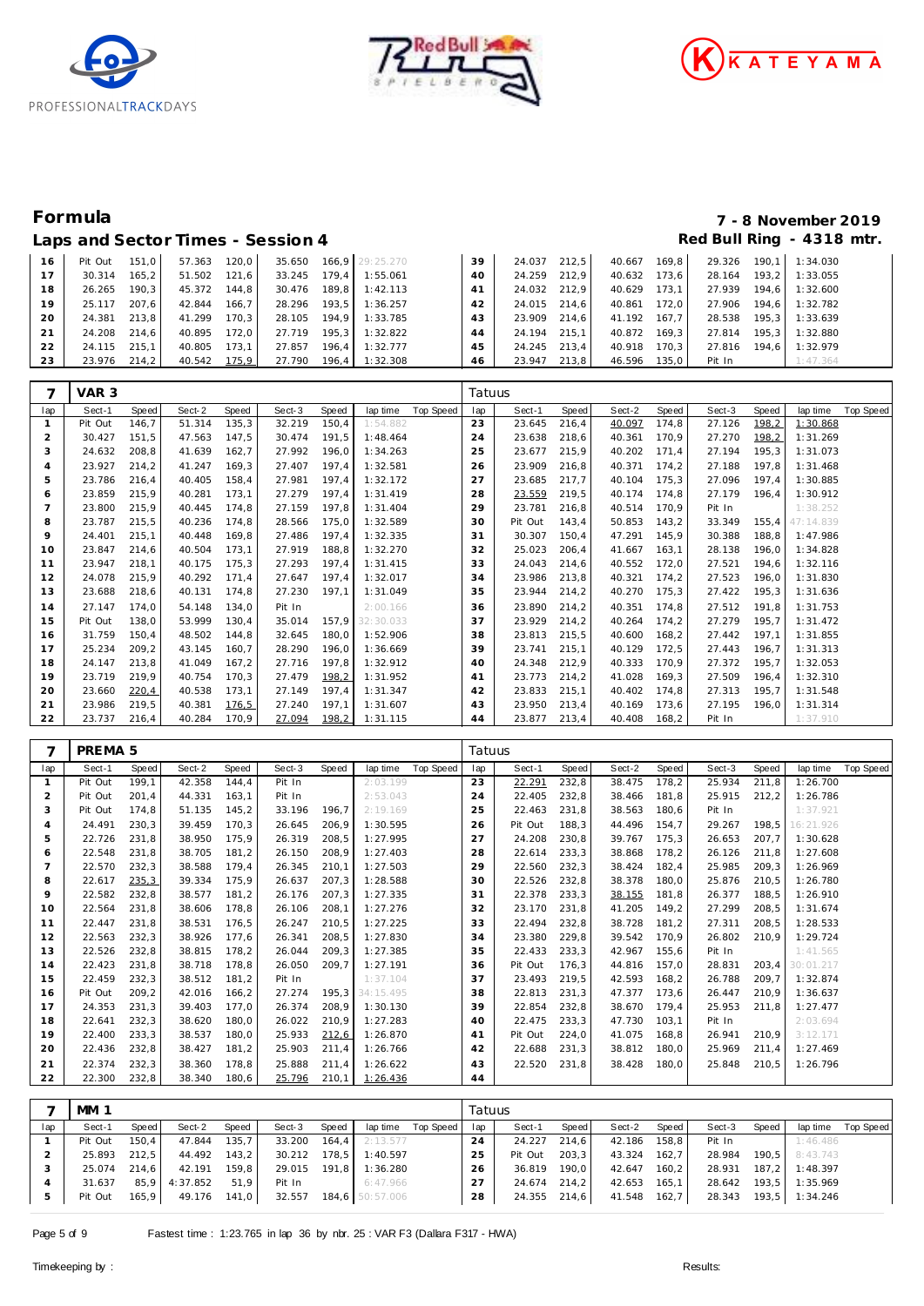# Formula

## Laps and Sector Times - Session 4

**7 - 8 November 2019**
**Red Bull Ring - 4318 mtr.**

| lap | Sect-1 | Speed | Sect-2 | Speed | Sect-3 | Speed | lap time | Top Speed | lap | Sect-1 | Speed | Sect-2 | Speed | Sect-3 | Speed | lap time | Top Speed |
|---|---|---|---|---|---|---|---|---|---|---|---|---|---|---|---|---|---|
| 16 | Pit Out | 151,0 | 57.363 | 120,0 | 35.650 | 166,9 | 29:25.270 | | 39 | 24.037 | 212,5 | 40.667 | 169,8 | 29.326 | 190,1 | 1:34.030 | |
| 17 | 30.314 | 165,2 | 51.502 | 121,6 | 33.245 | 179,4 | 1:55.061 | | 40 | 24.259 | 212,9 | 40.632 | 173,6 | 28.164 | 193,2 | 1:33.055 | |
| 18 | 26.265 | 190,3 | 45.372 | 144,8 | 30.476 | 189,8 | 1:42.113 | | 41 | 24.032 | 212,9 | 40.629 | 173,1 | 27.939 | 194,6 | 1:32.600 | |
| 19 | 25.117 | 207,6 | 42.844 | 166,7 | 28.296 | 193,5 | 1:36.257 | | 42 | 24.015 | 214,6 | 40.861 | 172,0 | 27.906 | 194,6 | 1:32.782 | |
| 20 | 24.381 | 213,8 | 41.299 | 170,3 | 28.105 | 194,9 | 1:33.785 | | 43 | 23.909 | 214,6 | 41.192 | 167,7 | 28.538 | 195,3 | 1:33.639 | |
| 21 | 24.208 | 214,6 | 40.895 | 172,0 | 27.719 | 195,3 | 1:32.822 | | 44 | 24.194 | 215,1 | 40.872 | 169,3 | 27.814 | 195,3 | 1:32.880 | |
| 22 | 24.115 | 215,1 | 40.805 | 173,1 | 27.857 | 196,4 | 1:32.777 | | 45 | 24.245 | 213,4 | 40.918 | 170,3 | 27.816 | 194,6 | 1:32.979 | |
| 23 | 23.976 | 214,2 | 40.542 | 175,9 | 27.790 | 196,4 | 1:32.308 | | 46 | 23.947 | 213,8 | 46.596 | 135,0 | Pit In | | 1:47.364 | |

**7 VAR 3** — Tatuus

| lap | Sect-1 | Speed | Sect-2 | Speed | Sect-3 | Speed | lap time | Top Speed | lap | Sect-1 | Speed | Sect-2 | Speed | Sect-3 | Speed | lap time | Top Speed |
|---|---|---|---|---|---|---|---|---|---|---|---|---|---|---|---|---|---|
| 1 | Pit Out | 146,7 | 51.314 | 135,3 | 32.219 | 150,4 | 1:54.882 | | 23 | 23.645 | 216,4 | 40.097 | 174,8 | 27.126 | 198,2 | 1:30.868 | |
| 2 | 30.427 | 151,5 | 47.563 | 147,5 | 30.474 | 191,5 | 1:48.464 | | 24 | 23.638 | 218,6 | 40.361 | 170,9 | 27.270 | 198,2 | 1:31.269 | |
| 3 | 24.632 | 208,8 | 41.639 | 162,7 | 27.992 | 196,0 | 1:34.263 | | 25 | 23.677 | 215,9 | 40.202 | 171,4 | 27.194 | 195,3 | 1:31.073 | |
| 4 | 23.927 | 214,2 | 41.247 | 169,3 | 27.407 | 197,4 | 1:32.581 | | 26 | 23.909 | 216,8 | 40.371 | 174,2 | 27.188 | 197,8 | 1:31.468 | |
| 5 | 23.786 | 216,4 | 40.405 | 158,4 | 27.981 | 197,4 | 1:32.172 | | 27 | 23.685 | 217,7 | 40.104 | 175,3 | 27.096 | 197,4 | 1:30.885 | |
| 6 | 23.859 | 215,9 | 40.281 | 173,1 | 27.279 | 197,4 | 1:31.419 | | 28 | 23.559 | 219,5 | 40.174 | 174,8 | 27.179 | 196,4 | 1:30.912 | |
| 7 | 23.800 | 215,9 | 40.445 | 174,8 | 27.159 | 197,8 | 1:31.404 | | 29 | 23.781 | 216,8 | 40.514 | 170,9 | Pit In | | 1:38.252 | |
| 8 | 23.787 | 215,5 | 40.236 | 174,8 | 28.566 | 175,0 | 1:32.589 | | 30 | Pit Out | 143,4 | 50.853 | 143,2 | 33.349 | 155,4 | 47:14.839 | |
| 9 | 24.401 | 215,1 | 40.448 | 169,8 | 27.486 | 197,4 | 1:32.335 | | 31 | 30.307 | 150,4 | 47.291 | 145,9 | 30.388 | 188,8 | 1:47.986 | |
| 10 | 23.847 | 214,6 | 40.504 | 173,1 | 27.919 | 188,8 | 1:32.270 | | 32 | 25.023 | 206,4 | 41.667 | 163,1 | 28.138 | 196,0 | 1:34.828 | |
| 11 | 23.947 | 218,1 | 40.175 | 175,3 | 27.293 | 197,4 | 1:31.415 | | 33 | 24.043 | 214,6 | 40.552 | 172,0 | 27.521 | 194,6 | 1:32.116 | |
| 12 | 24.078 | 215,9 | 40.292 | 171,4 | 27.647 | 197,4 | 1:32.017 | | 34 | 23.986 | 213,8 | 40.321 | 174,2 | 27.523 | 196,0 | 1:31.830 | |
| 13 | 23.688 | 218,6 | 40.131 | 174,8 | 27.230 | 197,1 | 1:31.049 | | 35 | 23.944 | 214,2 | 40.270 | 175,3 | 27.422 | 195,3 | 1:31.636 | |
| 14 | 27.147 | 174,0 | 54.148 | 134,0 | Pit In | | 2:00.166 | | 36 | 23.890 | 214,2 | 40.351 | 174,8 | 27.512 | 191,8 | 1:31.753 | |
| 15 | Pit Out | 138,0 | 53.999 | 130,4 | 35.014 | 157,9 | 32:30.033 | | 37 | 23.929 | 214,2 | 40.264 | 174,2 | 27.279 | 195,7 | 1:31.472 | |
| 16 | 31.759 | 150,4 | 48.502 | 144,8 | 32.645 | 180,0 | 1:52.906 | | 38 | 23.813 | 215,5 | 40.600 | 168,2 | 27.442 | 197,1 | 1:31.855 | |
| 17 | 25.234 | 209,2 | 43.145 | 160,7 | 28.290 | 196,0 | 1:36.669 | | 39 | 23.741 | 215,1 | 40.129 | 172,5 | 27.443 | 196,7 | 1:31.313 | |
| 18 | 24.147 | 213,8 | 41.049 | 167,2 | 27.716 | 197,8 | 1:32.912 | | 40 | 24.348 | 212,9 | 40.333 | 170,9 | 27.372 | 195,7 | 1:32.053 | |
| 19 | 23.719 | 219,9 | 40.754 | 170,3 | 27.479 | 198,2 | 1:31.952 | | 41 | 23.773 | 214,2 | 41.028 | 169,3 | 27.509 | 196,4 | 1:32.310 | |
| 20 | 23.660 | 220,4 | 40.538 | 173,1 | 27.149 | 197,4 | 1:31.347 | | 42 | 23.833 | 215,1 | 40.402 | 174,8 | 27.313 | 195,7 | 1:31.548 | |
| 21 | 23.986 | 219,5 | 40.381 | 176,5 | 27.240 | 197,1 | 1:31.607 | | 43 | 23.950 | 213,4 | 40.169 | 173,6 | 27.195 | 196,0 | 1:31.314 | |
| 22 | 23.737 | 216,4 | 40.284 | 170,9 | 27.094 | 198,2 | 1:31.115 | | 44 | 23.877 | 213,4 | 40.408 | 168,2 | Pit In | | 1:37.910 | |

**7 PREMA 5** — Tatuus

| lap | Sect-1 | Speed | Sect-2 | Speed | Sect-3 | Speed | lap time | Top Speed | lap | Sect-1 | Speed | Sect-2 | Speed | Sect-3 | Speed | lap time | Top Speed |
|---|---|---|---|---|---|---|---|---|---|---|---|---|---|---|---|---|---|
| 1 | Pit Out | 199,1 | 42.358 | 144,4 | Pit In | | 2:03.199 | | 23 | 22.291 | 232,8 | 38.475 | 178,2 | 25.934 | 211,8 | 1:26.700 | |
| 2 | Pit Out | 201,4 | 44.331 | 163,1 | Pit In | | 2:53.043 | | 24 | 22.405 | 232,8 | 38.466 | 181,8 | 25.915 | 212,2 | 1:26.786 | |
| 3 | Pit Out | 174,8 | 51.135 | 145,2 | 33.196 | 196,7 | 2:19.169 | | 25 | 22.463 | 231,8 | 38.563 | 180,6 | Pit In | | 1:37.921 | |
| 4 | 24.491 | 230,3 | 39.459 | 170,3 | 26.645 | 206,9 | 1:30.595 | | 26 | Pit Out | 188,3 | 44.496 | 154,7 | 29.267 | 198,5 | 16:21.926 | |
| 5 | 22.726 | 231,8 | 38.950 | 175,9 | 26.319 | 208,5 | 1:27.995 | | 27 | 24.208 | 230,8 | 39.767 | 175,3 | 26.653 | 207,7 | 1:30.628 | |
| 6 | 22.548 | 231,8 | 38.705 | 181,2 | 26.150 | 208,9 | 1:27.403 | | 28 | 22.614 | 233,3 | 38.868 | 178,2 | 26.126 | 211,8 | 1:27.608 | |
| 7 | 22.570 | 232,3 | 38.588 | 179,4 | 26.345 | 210,1 | 1:27.503 | | 29 | 22.560 | 232,3 | 38.424 | 182,4 | 25.985 | 209,3 | 1:26.969 | |
| 8 | 22.617 | 235,3 | 39.334 | 175,9 | 26.637 | 207,3 | 1:28.588 | | 30 | 22.526 | 232,8 | 38.378 | 180,0 | 25.876 | 210,5 | 1:26.780 | |
| 9 | 22.582 | 232,8 | 38.577 | 181,2 | 26.176 | 207,3 | 1:27.335 | | 31 | 22.378 | 233,3 | 38.155 | 181,8 | 26.377 | 188,5 | 1:26.910 | |
| 10 | 22.564 | 231,8 | 38.606 | 178,8 | 26.106 | 208,1 | 1:27.276 | | 32 | 23.170 | 231,8 | 41.205 | 149,2 | 27.299 | 208,5 | 1:31.674 | |
| 11 | 22.447 | 231,8 | 38.531 | 176,5 | 26.247 | 210,5 | 1:27.225 | | 33 | 22.494 | 232,8 | 38.728 | 181,2 | 27.311 | 208,5 | 1:28.533 | |
| 12 | 22.563 | 232,3 | 38.926 | 177,6 | 26.341 | 208,5 | 1:27.830 | | 34 | 23.380 | 229,8 | 39.542 | 170,9 | 26.802 | 210,9 | 1:29.724 | |
| 13 | 22.526 | 232,8 | 38.815 | 178,2 | 26.044 | 209,3 | 1:27.385 | | 35 | 22.433 | 233,3 | 42.967 | 155,6 | Pit In | | 1:41.565 | |
| 14 | 22.423 | 231,8 | 38.718 | 178,8 | 26.050 | 209,7 | 1:27.191 | | 36 | Pit Out | 176,3 | 44.816 | 157,0 | 28.831 | 203,4 | 30:01.217 | |
| 15 | 22.459 | 232,3 | 38.512 | 181,2 | Pit In | | 1:37.104 | | 37 | 23.493 | 219,5 | 42.593 | 168,2 | 26.788 | 209,7 | 1:32.874 | |
| 16 | Pit Out | 209,2 | 42.016 | 166,2 | 27.274 | 195,3 | 34:15.495 | | 38 | 22.813 | 231,3 | 47.377 | 173,6 | 26.447 | 210,9 | 1:36.637 | |
| 17 | 24.353 | 231,3 | 39.403 | 177,0 | 26.374 | 208,9 | 1:30.130 | | 39 | 22.854 | 232,8 | 38.670 | 179,4 | 25.953 | 211,8 | 1:27.477 | |
| 18 | 22.641 | 232,3 | 38.620 | 180,0 | 26.022 | 210,9 | 1:27.283 | | 40 | 22.475 | 233,3 | 47.730 | 103,1 | Pit In | | 2:03.694 | |
| 19 | 22.400 | 233,3 | 38.537 | 180,0 | 25.933 | 212,6 | 1:26.870 | | 41 | Pit Out | 224,0 | 41.075 | 168,8 | 26.941 | 210,9 | 3:12.171 | |
| 20 | 22.436 | 232,8 | 38.427 | 181,2 | 25.903 | 211,4 | 1:26.766 | | 42 | 22.688 | 231,3 | 38.812 | 180,0 | 25.969 | 211,4 | 1:27.469 | |
| 21 | 22.374 | 232,3 | 38.360 | 178,8 | 25.888 | 211,4 | 1:26.622 | | 43 | 22.520 | 231,8 | 38.428 | 180,0 | 25.848 | 210,5 | 1:26.796 | |
| 22 | 22.300 | 232,8 | 38.340 | 180,6 | 25.796 | 210,1 | 1:26.436 | | 44 | | | | | | | | |

**7 MM 1** — Tatuus

| lap | Sect-1 | Speed | Sect-2 | Speed | Sect-3 | Speed | lap time | Top Speed | lap | Sect-1 | Speed | Sect-2 | Speed | Sect-3 | Speed | lap time | Top Speed |
|---|---|---|---|---|---|---|---|---|---|---|---|---|---|---|---|---|---|
| 1 | Pit Out | 150,4 | 47.844 | 135,7 | 33.200 | 164,4 | 2:13.577 | | 24 | 24.227 | 214,6 | 42.186 | 158,8 | Pit In | | 1:46.486 | |
| 2 | 25.893 | 212,5 | 44.492 | 143,2 | 30.212 | 178,5 | 1:40.597 | | 25 | Pit Out | 203,3 | 43.324 | 162,7 | 28.984 | 190,5 | 8:43.743 | |
| 3 | 25.074 | 214,6 | 42.191 | 159,8 | 29.015 | 191,8 | 1:36.280 | | 26 | 36.819 | 190,0 | 42.647 | 160,2 | 28.931 | 187,2 | 1:48.397 | |
| 4 | 31.637 | 85,9 | 4:37.852 | 51,9 | Pit In | | 6:47.966 | | 27 | 24.674 | 214,2 | 42.653 | 165,1 | 28.642 | 193,5 | 1:35.969 | |
| 5 | Pit Out | 165,9 | 49.176 | 141,0 | 32.557 | 184,6 | 50:57.006 | | 28 | 24.355 | 214,6 | 41.548 | 162,7 | 28.343 | 193,5 | 1:34.246 | |

Fastest time : 1:23.765 in lap 36 by nbr. 25 : VAR F3 (Dallara F317 - HWA)

Timekeeping by : Results: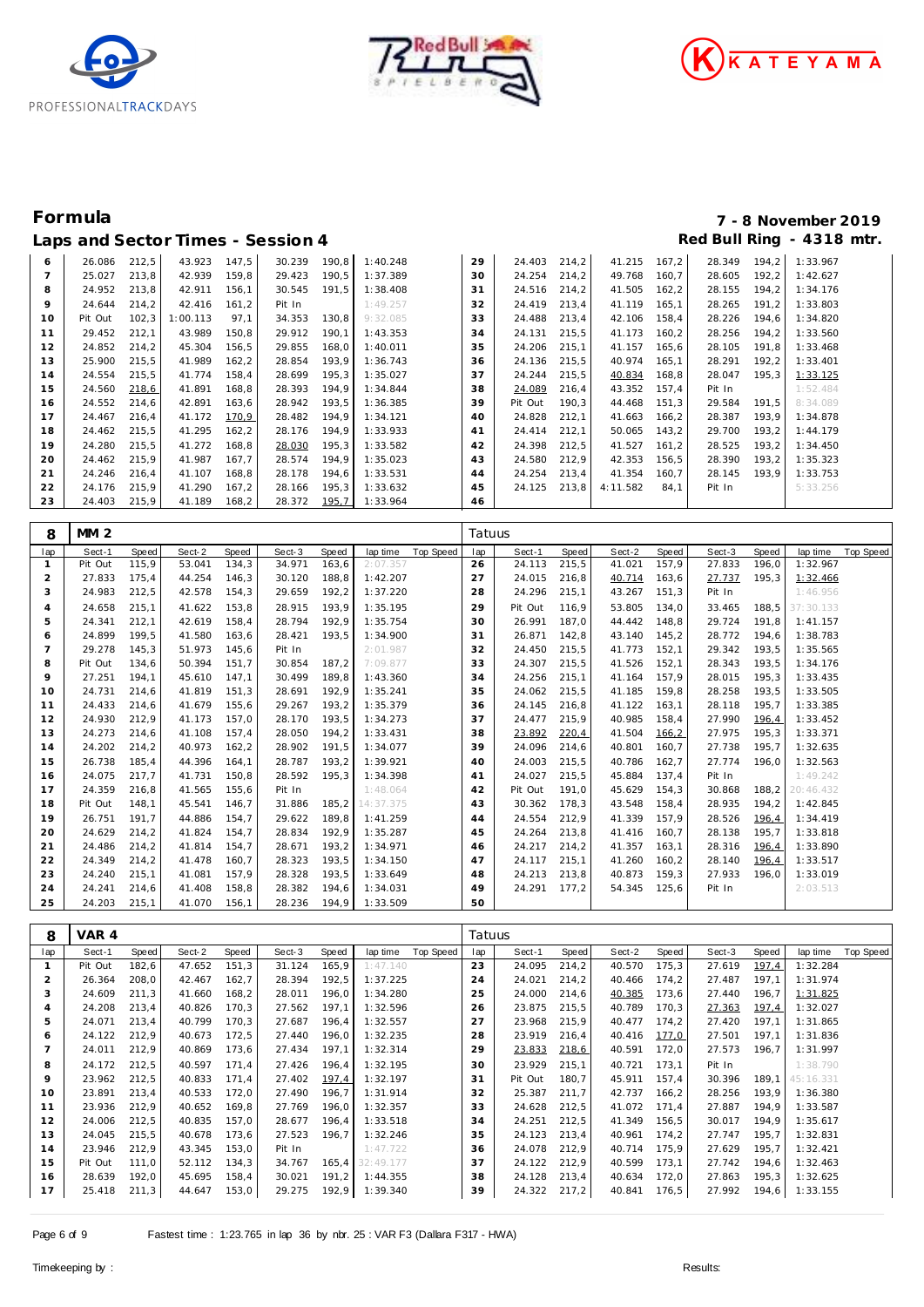# Formula

## Laps and Sector Times - Session 4

7 - 8 November 2019
Red Bull Ring - 4318 mtr.

| lap | Sect-1 | Speed | Sect-2 | Speed | Sect-3 | Speed | lap time | Top Speed | lap | Sect-1 | Speed | Sect-2 | Speed | Sect-3 | Speed | lap time | Top Speed |
|---|---|---|---|---|---|---|---|---|---|---|---|---|---|---|---|---|---|
| 6 | 26.086 | 212,5 | 43.923 | 147,5 | 30.239 | 190,8 | 1:40.248 | | 29 | 24.403 | 214,2 | 41.215 | 167,2 | 28.349 | 194,2 | 1:33.967 | |
| 7 | 25.027 | 213,8 | 42.939 | 159,8 | 29.423 | 190,5 | 1:37.389 | | 30 | 24.254 | 214,2 | 49.768 | 160,7 | 28.605 | 192,2 | 1:42.627 | |
| 8 | 24.952 | 213,8 | 42.911 | 156,1 | 30.545 | 191,5 | 1:38.408 | | 31 | 24.516 | 214,2 | 41.505 | 162,2 | 28.155 | 194,2 | 1:34.176 | |
| 9 | 24.644 | 214,2 | 42.416 | 161,2 | Pit In | | 1:49.257 | | 32 | 24.419 | 213,4 | 41.119 | 165,1 | 28.265 | 191,2 | 1:33.803 | |
| 10 | Pit Out | 102,3 | 1:00.113 | 97,1 | 34.353 | 130,8 | 9:32.085 | | 33 | 24.488 | 213,4 | 42.106 | 158,4 | 28.226 | 194,6 | 1:34.820 | |
| 11 | 29.452 | 212,1 | 43.989 | 150,8 | 29.912 | 190,1 | 1:43.353 | | 34 | 24.131 | 215,5 | 41.173 | 160,2 | 28.256 | 194,2 | 1:33.560 | |
| 12 | 24.852 | 214,2 | 45.304 | 156,5 | 29.855 | 168,0 | 1:40.011 | | 35 | 24.206 | 215,1 | 41.157 | 165,6 | 28.105 | 191,8 | 1:33.468 | |
| 13 | 25.900 | 215,5 | 41.989 | 162,2 | 28.854 | 193,9 | 1:36.743 | | 36 | 24.136 | 215,5 | 40.974 | 165,1 | 28.291 | 192,2 | 1:33.401 | |
| 14 | 24.554 | 215,5 | 41.774 | 158,4 | 28.699 | 195,3 | 1:35.027 | | 37 | 24.244 | 215,5 | 40.834 | 168,8 | 28.047 | 195,3 | 1:33.125 | |
| 15 | 24.560 | 218,6 | 41.891 | 168,8 | 28.393 | 194,9 | 1:34.844 | | 38 | 24.089 | 216,4 | 43.352 | 157,4 | Pit In | | 1:52.484 | |
| 16 | 24.552 | 214,6 | 42.891 | 163,6 | 28.942 | 193,5 | 1:36.385 | | 39 | Pit Out | 190,3 | 44.468 | 151,3 | 29.584 | 191,5 | 8:34.089 | |
| 17 | 24.467 | 216,4 | 41.172 | 170,9 | 28.482 | 194,9 | 1:34.121 | | 40 | 24.828 | 212,1 | 41.663 | 166,2 | 28.387 | 193,9 | 1:34.878 | |
| 18 | 24.462 | 215,5 | 41.295 | 162,2 | 28.176 | 194,9 | 1:33.933 | | 41 | 24.414 | 212,1 | 50.065 | 143,2 | 29.700 | 193,2 | 1:44.179 | |
| 19 | 24.280 | 215,5 | 41.272 | 168,8 | 28.030 | 195,3 | 1:33.582 | | 42 | 24.398 | 212,5 | 41.527 | 161,2 | 28.525 | 193,2 | 1:34.450 | |
| 20 | 24.462 | 215,9 | 41.987 | 167,7 | 28.574 | 194,9 | 1:35.023 | | 43 | 24.580 | 212,9 | 42.353 | 156,5 | 28.390 | 193,2 | 1:35.323 | |
| 21 | 24.246 | 216,4 | 41.107 | 168,8 | 28.178 | 194,6 | 1:33.531 | | 44 | 24.254 | 213,4 | 41.354 | 160,7 | 28.145 | 193,9 | 1:33.753 | |
| 22 | 24.176 | 215,9 | 41.290 | 167,2 | 28.166 | 195,3 | 1:33.632 | | 45 | 24.125 | 213,8 | 4:11.582 | 84,1 | Pit In | | 5:33.256 | |
| 23 | 24.403 | 215,9 | 41.189 | 168,2 | 28.372 | 195,7 | 1:33.964 | | 46 | | | | | | | | |

**8 — MM 2 — Tatuus**

| lap | Sect-1 | Speed | Sect-2 | Speed | Sect-3 | Speed | lap time | Top Speed | lap | Sect-1 | Speed | Sect-2 | Speed | Sect-3 | Speed | lap time | Top Speed |
|---|---|---|---|---|---|---|---|---|---|---|---|---|---|---|---|---|---|
| 1 | Pit Out | 115,9 | 53.041 | 134,3 | 34.971 | 163,6 | 2:07.357 | | 26 | 24.113 | 215,5 | 41.021 | 157,9 | 27.833 | 196,0 | 1:32.967 | |
| 2 | 27.833 | 175,4 | 44.254 | 146,3 | 30.120 | 188,8 | 1:42.207 | | 27 | 24.015 | 216,8 | 40.714 | 163,6 | 27.737 | 195,3 | 1:32.466 | |
| 3 | 24.983 | 212,5 | 42.578 | 154,3 | 29.659 | 192,2 | 1:37.220 | | 28 | 24.296 | 215,1 | 43.267 | 151,3 | Pit In | | 1:46.956 | |
| 4 | 24.658 | 215,1 | 41.622 | 153,8 | 28.915 | 193,9 | 1:35.195 | | 29 | Pit Out | 116,9 | 53.805 | 134,0 | 33.465 | 188,5 | 37:30.133 | |
| 5 | 24.341 | 212,1 | 42.619 | 158,4 | 28.794 | 192,9 | 1:35.754 | | 30 | 26.991 | 187,0 | 44.442 | 148,8 | 29.724 | 191,8 | 1:41.157 | |
| 6 | 24.899 | 199,5 | 41.580 | 163,6 | 28.421 | 193,5 | 1:34.900 | | 31 | 26.871 | 142,8 | 43.140 | 145,2 | 28.772 | 194,6 | 1:38.783 | |
| 7 | 29.278 | 145,3 | 51.973 | 145,6 | Pit In | | 2:01.987 | | 32 | 24.450 | 215,5 | 41.773 | 152,1 | 29.342 | 193,5 | 1:35.565 | |
| 8 | Pit Out | 134,6 | 50.394 | 151,7 | 30.854 | 187,2 | 7:09.877 | | 33 | 24.307 | 215,5 | 41.526 | 152,1 | 28.343 | 193,5 | 1:34.176 | |
| 9 | 27.251 | 194,1 | 45.610 | 147,1 | 30.499 | 189,8 | 1:43.360 | | 34 | 24.256 | 215,1 | 41.164 | 157,9 | 28.015 | 195,3 | 1:33.435 | |
| 10 | 24.731 | 214,6 | 41.819 | 151,3 | 28.691 | 192,9 | 1:35.241 | | 35 | 24.062 | 215,5 | 41.185 | 159,8 | 28.258 | 193,5 | 1:33.505 | |
| 11 | 24.433 | 214,6 | 41.679 | 155,6 | 29.267 | 193,2 | 1:35.379 | | 36 | 24.145 | 216,8 | 41.122 | 163,1 | 28.118 | 195,7 | 1:33.385 | |
| 12 | 24.930 | 212,9 | 41.173 | 157,0 | 28.170 | 193,5 | 1:34.273 | | 37 | 24.477 | 215,9 | 40.985 | 158,4 | 27.990 | 196,4 | 1:33.452 | |
| 13 | 24.273 | 214,6 | 41.108 | 157,4 | 28.050 | 194,2 | 1:33.431 | | 38 | 23.892 | 220,4 | 41.504 | 166,2 | 27.975 | 195,3 | 1:33.371 | |
| 14 | 24.202 | 214,2 | 40.973 | 162,2 | 28.902 | 191,5 | 1:34.077 | | 39 | 24.096 | 214,6 | 40.801 | 160,7 | 27.738 | 195,7 | 1:32.635 | |
| 15 | 26.738 | 185,4 | 44.396 | 164,1 | 28.787 | 193,2 | 1:39.921 | | 40 | 24.003 | 215,5 | 40.786 | 162,7 | 27.774 | 196,0 | 1:32.563 | |
| 16 | 24.075 | 217,7 | 41.731 | 150,8 | 28.592 | 195,3 | 1:34.398 | | 41 | 24.027 | 215,5 | 45.884 | 137,4 | Pit In | | 1:49.242 | |
| 17 | 24.359 | 216,8 | 41.565 | 155,6 | Pit In | | 1:48.064 | | 42 | Pit Out | 191,0 | 45.629 | 154,3 | 30.868 | 188,2 | 20:46.432 | |
| 18 | Pit Out | 148,1 | 45.541 | 146,7 | 31.886 | 185,2 | 14:37.375 | | 43 | 30.362 | 178,3 | 43.548 | 158,4 | 28.935 | 194,2 | 1:42.845 | |
| 19 | 26.751 | 191,7 | 44.886 | 154,7 | 29.622 | 189,8 | 1:41.259 | | 44 | 24.554 | 212,9 | 41.339 | 157,9 | 28.526 | 196,4 | 1:34.419 | |
| 20 | 24.629 | 214,2 | 41.824 | 154,7 | 28.834 | 192,9 | 1:35.287 | | 45 | 24.264 | 213,8 | 41.416 | 160,7 | 28.138 | 195,7 | 1:33.818 | |
| 21 | 24.486 | 214,2 | 41.814 | 154,7 | 28.671 | 193,2 | 1:34.971 | | 46 | 24.217 | 214,2 | 41.357 | 163,1 | 28.316 | 196,4 | 1:33.890 | |
| 22 | 24.349 | 214,2 | 41.478 | 160,7 | 28.323 | 193,5 | 1:34.150 | | 47 | 24.117 | 215,1 | 41.260 | 160,2 | 28.140 | 196,4 | 1:33.517 | |
| 23 | 24.240 | 215,1 | 41.081 | 157,9 | 28.328 | 193,5 | 1:33.649 | | 48 | 24.213 | 213,8 | 40.873 | 159,3 | 27.933 | 196,0 | 1:33.019 | |
| 24 | 24.241 | 214,6 | 41.408 | 158,8 | 28.382 | 194,6 | 1:34.031 | | 49 | 24.291 | 177,2 | 54.345 | 125,6 | Pit In | | 2:03.513 | |
| 25 | 24.203 | 215,1 | 41.070 | 156,1 | 28.236 | 194,9 | 1:33.509 | | 50 | | | | | | | | |

**8 — VAR 4 — Tatuus**

| lap | Sect-1 | Speed | Sect-2 | Speed | Sect-3 | Speed | lap time | Top Speed | lap | Sect-1 | Speed | Sect-2 | Speed | Sect-3 | Speed | lap time | Top Speed |
|---|---|---|---|---|---|---|---|---|---|---|---|---|---|---|---|---|---|
| 1 | Pit Out | 182,6 | 47.652 | 151,3 | 31.124 | 165,9 | 1:47.140 | | 23 | 24.095 | 214,2 | 40.570 | 175,3 | 27.619 | 197,4 | 1:32.284 | |
| 2 | 26.364 | 208,0 | 42.467 | 162,7 | 28.394 | 192,5 | 1:37.225 | | 24 | 24.021 | 214,2 | 40.466 | 174,2 | 27.487 | 197,1 | 1:31.974 | |
| 3 | 24.609 | 211,3 | 41.660 | 168,2 | 28.011 | 196,0 | 1:34.280 | | 25 | 24.000 | 214,6 | 40.385 | 173,6 | 27.440 | 196,7 | 1:31.825 | |
| 4 | 24.208 | 213,4 | 40.826 | 170,3 | 27.562 | 197,1 | 1:32.596 | | 26 | 23.875 | 215,5 | 40.789 | 170,3 | 27.363 | 197,4 | 1:32.027 | |
| 5 | 24.071 | 213,4 | 40.799 | 170,3 | 27.687 | 196,4 | 1:32.557 | | 27 | 23.968 | 215,9 | 40.477 | 174,2 | 27.420 | 197,1 | 1:31.865 | |
| 6 | 24.122 | 212,9 | 40.673 | 172,5 | 27.440 | 196,0 | 1:32.235 | | 28 | 23.919 | 216,4 | 40.416 | 177,0 | 27.501 | 197,1 | 1:31.836 | |
| 7 | 24.011 | 212,9 | 40.869 | 173,6 | 27.434 | 197,1 | 1:32.314 | | 29 | 23.833 | 218,6 | 40.591 | 172,0 | 27.573 | 196,7 | 1:31.997 | |
| 8 | 24.172 | 212,5 | 40.597 | 171,4 | 27.426 | 196,4 | 1:32.195 | | 30 | 23.929 | 215,1 | 40.721 | 173,1 | Pit In | | 1:38.790 | |
| 9 | 23.962 | 212,5 | 40.833 | 171,4 | 27.402 | 197,4 | 1:32.197 | | 31 | Pit Out | 180,7 | 45.911 | 157,4 | 30.396 | 189,1 | 45:16.331 | |
| 10 | 23.891 | 213,4 | 40.533 | 172,0 | 27.490 | 196,7 | 1:31.914 | | 32 | 25.387 | 211,7 | 42.737 | 166,2 | 28.256 | 193,9 | 1:36.380 | |
| 11 | 23.936 | 212,9 | 40.652 | 169,8 | 27.769 | 196,0 | 1:32.357 | | 33 | 24.628 | 212,5 | 41.072 | 171,4 | 27.887 | 194,9 | 1:33.587 | |
| 12 | 24.006 | 212,5 | 40.835 | 157,0 | 28.677 | 196,4 | 1:33.518 | | 34 | 24.251 | 212,5 | 41.349 | 156,5 | 30.017 | 194,9 | 1:35.617 | |
| 13 | 24.045 | 215,5 | 40.678 | 173,6 | 27.523 | 196,7 | 1:32.246 | | 35 | 24.123 | 213,4 | 40.961 | 174,2 | 27.747 | 195,7 | 1:32.831 | |
| 14 | 23.946 | 212,9 | 43.345 | 153,0 | Pit In | | 1:47.722 | | 36 | 24.078 | 212,9 | 40.714 | 175,9 | 27.629 | 195,7 | 1:32.421 | |
| 15 | Pit Out | 111,0 | 52.112 | 134,3 | 34.767 | 165,4 | 32:49.177 | | 37 | 24.122 | 212,9 | 40.599 | 173,1 | 27.742 | 194,6 | 1:32.463 | |
| 16 | 28.639 | 192,0 | 45.695 | 158,4 | 30.021 | 191,2 | 1:44.355 | | 38 | 24.128 | 213,4 | 40.634 | 172,0 | 27.863 | 195,3 | 1:32.625 | |
| 17 | 25.418 | 211,3 | 44.647 | 153,0 | 29.275 | 192,9 | 1:39.340 | | 39 | 24.322 | 217,2 | 40.841 | 176,5 | 27.992 | 194,6 | 1:33.155 | |

Fastest time : 1:23.765 in lap 36 by nbr. 25 : VAR F3 (Dallara F317 - HWA)

Timekeeping by : Results: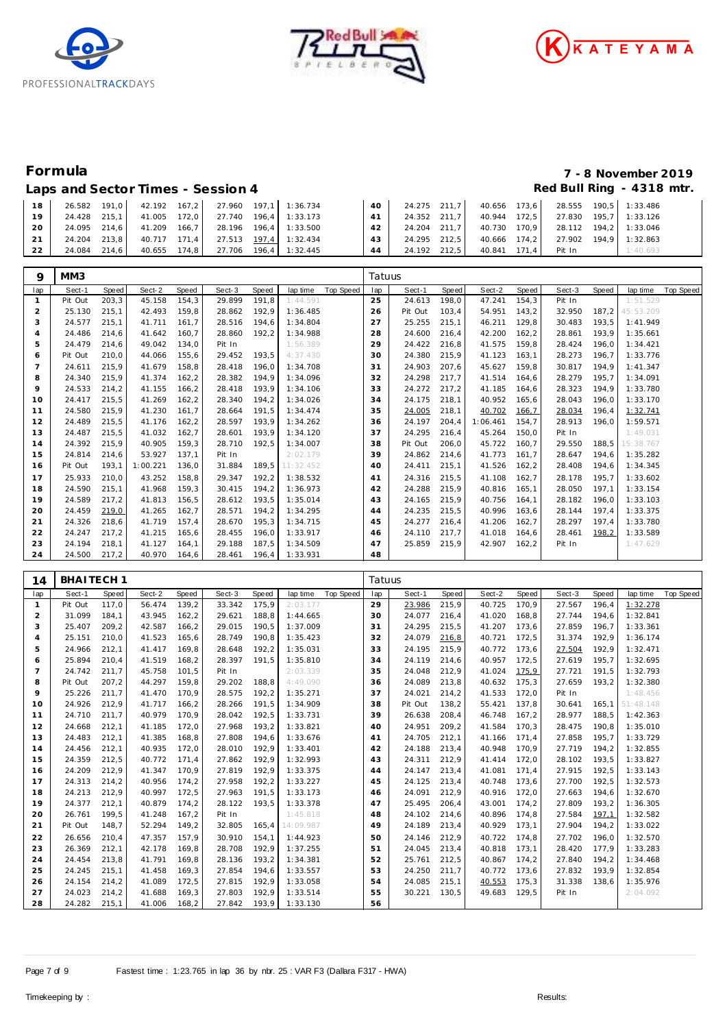# Formula

## Laps and Sector Times - Session 4

7 - 8 November 2019
Red Bull Ring - 4318 mtr.

| lap | Sect-1 | Speed | Sect-2 | Speed | Sect-3 | Speed | lap time | Top Speed | lap | Sect-1 | Speed | Sect-2 | Speed | Sect-3 | Speed | lap time | Top Speed |
|---|---|---|---|---|---|---|---|---|---|---|---|---|---|---|---|---|---|
| 18 | 26.582 | 191,0 | 42.192 | 167,2 | 27.960 | 197,1 | 1:36.734 | | 40 | 24.275 | 211,7 | 40.656 | 173,6 | 28.555 | 190,5 | 1:33.486 | |
| 19 | 24.428 | 215,1 | 41.005 | 172,0 | 27.740 | 196,4 | 1:33.173 | | 41 | 24.352 | 211,7 | 40.944 | 172,5 | 27.830 | 195,7 | 1:33.126 | |
| 20 | 24.095 | 214,6 | 41.209 | 166,7 | 28.196 | 196,4 | 1:33.500 | | 42 | 24.204 | 211,7 | 40.730 | 170,9 | 28.112 | 194,2 | 1:33.046 | |
| 21 | 24.204 | 213,8 | 40.717 | 171,4 | 27.513 | 197,4 | 1:32.434 | | 43 | 24.295 | 212,5 | 40.666 | 174,2 | 27.902 | 194,9 | 1:32.863 | |
| 22 | 24.084 | 214,6 | 40.655 | 174,8 | 27.706 | 196,4 | 1:32.445 | | 44 | 24.192 | 212,5 | 40.841 | 171,4 | Pit In | | 1:40.693 | |

| 9 | MM3 | | | | | | | | Tatuus | | | | | | | | |
|---|---|---|---|---|---|---|---|---|---|---|---|---|---|---|---|---|---|
| lap | Sect-1 | Speed | Sect-2 | Speed | Sect-3 | Speed | lap time | Top Speed | lap | Sect-1 | Speed | Sect-2 | Speed | Sect-3 | Speed | lap time | Top Speed |
| 1 | Pit Out | 203,3 | 45.158 | 154,3 | 29.899 | 191,8 | 1:44.591 | | 25 | 24.613 | 198,0 | 47.241 | 154,3 | Pit In | | 1:51.529 | |
| 2 | 25.130 | 215,1 | 42.493 | 159,8 | 28.862 | 192,9 | 1:36.485 | | 26 | Pit Out | 103,4 | 54.951 | 143,2 | 32.950 | 187,2 | 45:53.209 | |
| 3 | 24.577 | 215,1 | 41.711 | 161,7 | 28.516 | 194,6 | 1:34.804 | | 27 | 25.255 | 215,1 | 46.211 | 129,8 | 30.483 | 193,5 | 1:41.949 | |
| 4 | 24.486 | 214,6 | 41.642 | 160,7 | 28.860 | 192,2 | 1:34.988 | | 28 | 24.600 | 216,4 | 42.200 | 162,2 | 28.861 | 193,9 | 1:35.661 | |
| 5 | 24.479 | 214,6 | 49.042 | 134,0 | Pit In | | 1:56.389 | | 29 | 24.422 | 216,8 | 41.575 | 159,8 | 28.424 | 196,0 | 1:34.421 | |
| 6 | Pit Out | 210,0 | 44.066 | 155,6 | 29.452 | 193,5 | 4:37.430 | | 30 | 24.380 | 215,9 | 41.123 | 163,1 | 28.273 | 196,7 | 1:33.776 | |
| 7 | 24.611 | 215,9 | 41.679 | 158,8 | 28.418 | 196,0 | 1:34.708 | | 31 | 24.903 | 207,6 | 45.627 | 159,8 | 30.817 | 194,9 | 1:41.347 | |
| 8 | 24.340 | 215,9 | 41.374 | 162,2 | 28.382 | 194,9 | 1:34.096 | | 32 | 24.298 | 217,7 | 41.514 | 164,6 | 28.279 | 195,7 | 1:34.091 | |
| 9 | 24.533 | 214,2 | 41.155 | 166,2 | 28.418 | 193,9 | 1:34.106 | | 33 | 24.272 | 217,2 | 41.185 | 164,6 | 28.323 | 194,9 | 1:33.780 | |
| 10 | 24.417 | 215,5 | 41.269 | 162,2 | 28.340 | 194,2 | 1:34.026 | | 34 | 24.175 | 218,1 | 40.952 | 165,6 | 28.043 | 196,0 | 1:33.170 | |
| 11 | 24.580 | 215,9 | 41.230 | 161,7 | 28.664 | 191,5 | 1:34.474 | | 35 | 24.005 | 218,1 | 40.702 | 166,7 | 28.034 | 196,4 | 1:32.741 | |
| 12 | 24.489 | 215,5 | 41.176 | 162,2 | 28.597 | 193,9 | 1:34.262 | | 36 | 24.197 | 204,4 | 1:06.461 | 154,7 | 28.913 | 196,0 | 1:59.571 | |
| 13 | 24.487 | 215,5 | 41.032 | 162,7 | 28.601 | 193,9 | 1:34.120 | | 37 | 24.295 | 216,4 | 45.264 | 150,0 | Pit In | | 1:49.031 | |
| 14 | 24.392 | 215,9 | 40.905 | 159,3 | 28.710 | 192,5 | 1:34.007 | | 38 | Pit Out | 206,0 | 45.722 | 160,7 | 29.550 | 188,5 | 15:38.767 | |
| 15 | 24.814 | 214,6 | 53.927 | 137,1 | Pit In | | 2:02.179 | | 39 | 24.862 | 214,6 | 41.773 | 161,7 | 28.647 | 194,6 | 1:35.282 | |
| 16 | Pit Out | 193,1 | 1:00.221 | 136,0 | 31.884 | 189,5 | 11:32.452 | | 40 | 24.411 | 215,1 | 41.526 | 162,2 | 28.408 | 194,6 | 1:34.345 | |
| 17 | 25.933 | 210,0 | 43.252 | 158,8 | 29.347 | 192,2 | 1:38.532 | | 41 | 24.316 | 215,5 | 41.108 | 162,7 | 28.178 | 195,7 | 1:33.602 | |
| 18 | 24.590 | 215,1 | 41.968 | 159,3 | 30.415 | 194,2 | 1:36.973 | | 42 | 24.288 | 215,9 | 40.816 | 165,1 | 28.050 | 197,1 | 1:33.154 | |
| 19 | 24.589 | 217,2 | 41.813 | 156,5 | 28.612 | 193,5 | 1:35.014 | | 43 | 24.165 | 215,9 | 40.756 | 164,1 | 28.182 | 196,0 | 1:33.103 | |
| 20 | 24.459 | 219,0 | 41.265 | 162,7 | 28.571 | 194,2 | 1:34.295 | | 44 | 24.235 | 215,5 | 40.996 | 163,6 | 28.144 | 197,4 | 1:33.375 | |
| 21 | 24.326 | 218,6 | 41.719 | 157,4 | 28.670 | 195,3 | 1:34.715 | | 45 | 24.277 | 216,4 | 41.206 | 162,7 | 28.297 | 197,4 | 1:33.780 | |
| 22 | 24.247 | 217,2 | 41.215 | 165,6 | 28.455 | 196,0 | 1:33.917 | | 46 | 24.110 | 217,7 | 41.018 | 164,6 | 28.461 | 198,2 | 1:33.589 | |
| 23 | 24.194 | 218,1 | 41.127 | 164,1 | 29.188 | 187,5 | 1:34.509 | | 47 | 25.859 | 215,9 | 42.907 | 162,2 | Pit In | | 1:47.629 | |
| 24 | 24.500 | 217,2 | 40.970 | 164,6 | 28.461 | 196,4 | 1:33.931 | | 48 | | | | | | | | |

| 14 | BHAITECH 1 | | | | | | | | Tatuus | | | | | | | | |
|---|---|---|---|---|---|---|---|---|---|---|---|---|---|---|---|---|---|
| lap | Sect-1 | Speed | Sect-2 | Speed | Sect-3 | Speed | lap time | Top Speed | lap | Sect-1 | Speed | Sect-2 | Speed | Sect-3 | Speed | lap time | Top Speed |
| 1 | Pit Out | 117,0 | 56.474 | 139,2 | 33.342 | 175,9 | 2:03.177 | | 29 | 23.986 | 215,9 | 40.725 | 170,9 | 27.567 | 196,4 | 1:32.278 | |
| 2 | 31.099 | 184,1 | 43.945 | 162,2 | 29.621 | 188,8 | 1:44.665 | | 30 | 24.077 | 216,4 | 41.020 | 168,8 | 27.744 | 194,6 | 1:32.841 | |
| 3 | 25.407 | 209,2 | 42.587 | 166,2 | 29.015 | 190,5 | 1:37.009 | | 31 | 24.295 | 215,5 | 41.207 | 173,6 | 27.859 | 196,7 | 1:33.361 | |
| 4 | 25.151 | 210,0 | 41.523 | 165,6 | 28.749 | 190,8 | 1:35.423 | | 32 | 24.079 | 216,8 | 40.721 | 172,5 | 31.374 | 192,9 | 1:36.174 | |
| 5 | 24.966 | 212,1 | 41.417 | 169,8 | 28.648 | 192,2 | 1:35.031 | | 33 | 24.195 | 215,9 | 40.772 | 173,6 | 27.504 | 192,9 | 1:32.471 | |
| 6 | 25.894 | 210,4 | 41.519 | 168,2 | 28.397 | 191,5 | 1:35.810 | | 34 | 24.119 | 214,6 | 40.957 | 172,5 | 27.619 | 195,7 | 1:32.695 | |
| 7 | 24.742 | 211,7 | 45.758 | 101,5 | Pit In | | 2:03.339 | | 35 | 24.048 | 212,9 | 41.024 | 175,9 | 27.721 | 191,5 | 1:32.793 | |
| 8 | Pit Out | 207,2 | 44.297 | 159,8 | 29.202 | 188,8 | 4:49.090 | | 36 | 24.089 | 213,8 | 40.632 | 175,3 | 27.659 | 193,2 | 1:32.380 | |
| 9 | 25.226 | 211,7 | 41.470 | 170,9 | 28.575 | 192,2 | 1:35.271 | | 37 | 24.021 | 214,2 | 41.533 | 172,0 | Pit In | | 1:48.456 | |
| 10 | 24.926 | 212,9 | 41.717 | 166,2 | 28.266 | 191,5 | 1:34.909 | | 38 | Pit Out | 138,2 | 55.421 | 137,8 | 30.641 | 165,1 | 51:48.148 | |
| 11 | 24.710 | 211,7 | 40.979 | 170,9 | 28.042 | 192,5 | 1:33.731 | | 39 | 26.638 | 208,4 | 46.748 | 167,2 | 28.977 | 188,5 | 1:42.363 | |
| 12 | 24.668 | 212,1 | 41.185 | 172,0 | 27.968 | 193,2 | 1:33.821 | | 40 | 24.951 | 209,2 | 41.584 | 170,3 | 28.475 | 190,8 | 1:35.010 | |
| 13 | 24.483 | 212,1 | 41.385 | 168,8 | 27.808 | 194,6 | 1:33.676 | | 41 | 24.705 | 212,1 | 41.166 | 171,4 | 27.858 | 195,7 | 1:33.729 | |
| 14 | 24.456 | 212,1 | 40.935 | 172,0 | 28.010 | 192,9 | 1:33.401 | | 42 | 24.188 | 213,4 | 40.948 | 170,9 | 27.719 | 194,2 | 1:32.855 | |
| 15 | 24.359 | 212,5 | 40.772 | 171,4 | 27.862 | 192,9 | 1:32.993 | | 43 | 24.311 | 212,9 | 41.414 | 172,0 | 28.102 | 193,5 | 1:33.827 | |
| 16 | 24.209 | 212,9 | 41.347 | 170,9 | 27.819 | 192,9 | 1:33.375 | | 44 | 24.147 | 213,4 | 41.081 | 171,4 | 27.915 | 192,5 | 1:33.143 | |
| 17 | 24.313 | 214,2 | 40.956 | 174,2 | 27.958 | 192,2 | 1:33.227 | | 45 | 24.125 | 213,4 | 40.748 | 173,6 | 27.700 | 192,5 | 1:32.573 | |
| 18 | 24.213 | 212,9 | 40.997 | 172,5 | 27.963 | 191,5 | 1:33.173 | | 46 | 24.091 | 212,9 | 40.916 | 172,0 | 27.663 | 194,6 | 1:32.670 | |
| 19 | 24.377 | 212,1 | 40.879 | 174,2 | 28.122 | 193,5 | 1:33.378 | | 47 | 25.495 | 206,4 | 43.001 | 174,2 | 27.809 | 193,2 | 1:36.305 | |
| 20 | 26.761 | 199,5 | 41.248 | 167,2 | Pit In | | 1:45.818 | | 48 | 24.102 | 214,6 | 40.896 | 174,8 | 27.584 | 197,1 | 1:32.582 | |
| 21 | Pit Out | 148,7 | 52.294 | 149,2 | 32.805 | 165,4 | 14:09.987 | | 49 | 24.189 | 213,4 | 40.929 | 173,1 | 27.904 | 194,2 | 1:33.022 | |
| 22 | 26.656 | 210,4 | 47.357 | 157,9 | 30.910 | 154,1 | 1:44.923 | | 50 | 24.146 | 212,9 | 40.722 | 174,8 | 27.702 | 196,0 | 1:32.570 | |
| 23 | 26.369 | 212,1 | 42.178 | 169,8 | 28.708 | 192,9 | 1:37.255 | | 51 | 24.045 | 213,4 | 40.818 | 173,1 | 28.420 | 177,9 | 1:33.283 | |
| 24 | 24.454 | 213,8 | 41.791 | 169,8 | 28.136 | 193,2 | 1:34.381 | | 52 | 25.761 | 212,5 | 40.867 | 174,2 | 27.840 | 194,2 | 1:34.468 | |
| 25 | 24.245 | 215,1 | 41.458 | 169,3 | 27.854 | 194,6 | 1:33.557 | | 53 | 24.250 | 211,7 | 40.772 | 173,6 | 27.832 | 193,9 | 1:32.854 | |
| 26 | 24.154 | 214,2 | 41.089 | 172,5 | 27.815 | 192,9 | 1:33.058 | | 54 | 24.085 | 215,1 | 40.553 | 175,3 | 31.338 | 138,6 | 1:35.976 | |
| 27 | 24.023 | 214,2 | 41.688 | 169,3 | 27.803 | 192,9 | 1:33.514 | | 55 | 30.221 | 130,5 | 49.683 | 129,5 | Pit In | | 2:04.092 | |
| 28 | 24.282 | 215,1 | 41.006 | 168,2 | 27.842 | 193,9 | 1:33.130 | | 56 | | | | | | | | |

Fastest time : 1:23.765 in lap 36 by nbr. 25 : VAR F3 (Dallara F317 - HWA)

Timekeeping by : Results: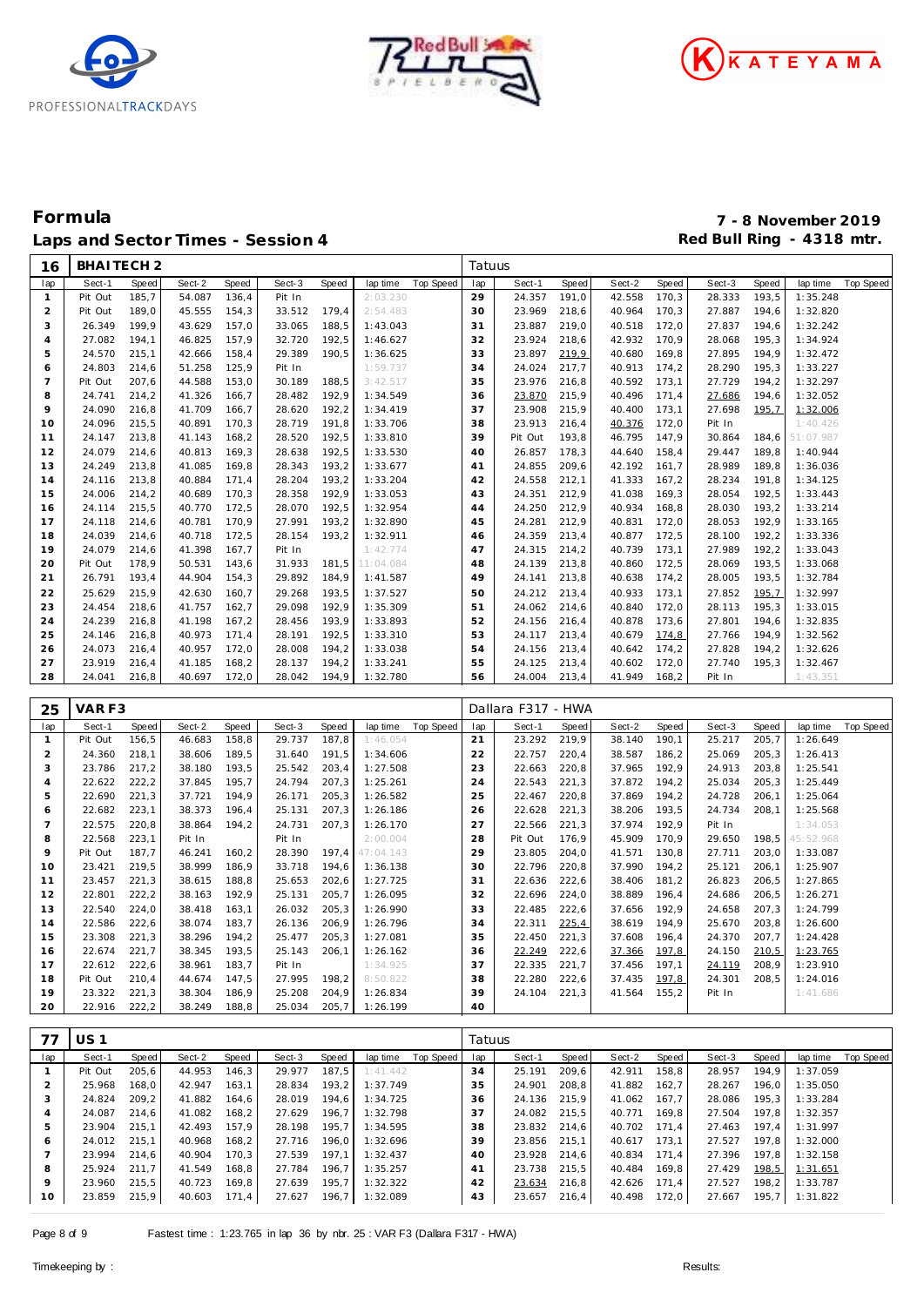# Formula

## Laps and Sector Times - Session 4

**7 - 8 November 2019**
**Red Bull Ring - 4318 mtr.**

| 16 | BHAITECH 2 | | | | | | | | | Tatuus | | | | | | | | | |
|---|---|---|---|---|---|---|---|---|---|---|---|---|---|---|---|---|---|---|---|
| lap | Sect-1 | Speed | Sect-2 | Speed | Sect-3 | Speed | lap time | Top Speed | lap | Sect-1 | Speed | Sect-2 | Speed | Sect-3 | Speed | lap time | Top Speed |
| 1 | Pit Out | 185,7 | 54.087 | 136,4 | Pit In | | 2:03.230 | | 29 | 24.357 | 191,0 | 42.558 | 170,3 | 28.333 | 193,5 | 1:35.248 | |
| 2 | Pit Out | 189,0 | 45.555 | 154,3 | 33.512 | 179,4 | 2:54.483 | | 30 | 23.969 | 218,6 | 40.964 | 170,3 | 27.887 | 194,6 | 1:32.820 | |
| 3 | 26.349 | 199,9 | 43.629 | 157,0 | 33.065 | 188,5 | 1:43.043 | | 31 | 23.887 | 219,0 | 40.518 | 172,0 | 27.837 | 194,6 | 1:32.242 | |
| 4 | 27.082 | 194,1 | 46.825 | 157,9 | 32.720 | 192,5 | 1:46.627 | | 32 | 23.924 | 218,6 | 42.932 | 170,9 | 28.068 | 195,3 | 1:34.924 | |
| 5 | 24.570 | 215,1 | 42.666 | 158,4 | 29.389 | 190,5 | 1:36.625 | | 33 | 23.897 | 219,9 | 40.680 | 169,8 | 27.895 | 194,9 | 1:32.472 | |
| 6 | 24.803 | 214,6 | 51.258 | 125,9 | Pit In | | 1:59.737 | | 34 | 24.024 | 217,7 | 40.913 | 174,2 | 28.290 | 195,3 | 1:33.227 | |
| 7 | Pit Out | 207,6 | 44.588 | 153,0 | 30.189 | 188,5 | 3:42.517 | | 35 | 23.976 | 216,8 | 40.592 | 173,1 | 27.729 | 194,2 | 1:32.297 | |
| 8 | 24.741 | 214,2 | 41.326 | 166,7 | 28.482 | 192,9 | 1:34.549 | | 36 | 23.870 | 215,9 | 40.496 | 171,4 | 27.686 | 194,6 | 1:32.052 | |
| 9 | 24.090 | 216,8 | 41.709 | 166,7 | 28.620 | 192,2 | 1:34.419 | | 37 | 23.908 | 215,9 | 40.400 | 173,1 | 27.698 | 195,7 | 1:32.006 | |
| 10 | 24.096 | 215,5 | 40.891 | 170,3 | 28.719 | 191,8 | 1:33.706 | | 38 | 23.913 | 216,4 | 40.376 | 172,0 | Pit In | | 1:40.426 | |
| 11 | 24.147 | 213,8 | 41.143 | 168,2 | 28.520 | 192,5 | 1:33.810 | | 39 | Pit Out | 193,8 | 46.795 | 147,9 | 30.864 | 184,6 | 51:07.987 | |
| 12 | 24.079 | 214,6 | 40.813 | 169,3 | 28.638 | 192,5 | 1:33.530 | | 40 | 26.857 | 178,3 | 44.640 | 158,4 | 29.447 | 189,8 | 1:40.944 | |
| 13 | 24.249 | 213,8 | 41.085 | 169,8 | 28.343 | 193,2 | 1:33.677 | | 41 | 24.855 | 209,6 | 42.192 | 161,7 | 28.989 | 189,8 | 1:36.036 | |
| 14 | 24.116 | 213,8 | 40.884 | 171,4 | 28.204 | 193,2 | 1:33.204 | | 42 | 24.558 | 212,1 | 41.333 | 167,2 | 28.234 | 191,8 | 1:34.125 | |
| 15 | 24.006 | 214,2 | 40.689 | 170,3 | 28.358 | 192,9 | 1:33.053 | | 43 | 24.351 | 212,9 | 41.038 | 169,3 | 28.054 | 192,5 | 1:33.443 | |
| 16 | 24.114 | 215,5 | 40.770 | 172,5 | 28.070 | 192,5 | 1:32.954 | | 44 | 24.250 | 212,9 | 40.934 | 168,8 | 28.030 | 193,2 | 1:33.214 | |
| 17 | 24.118 | 214,6 | 40.781 | 170,9 | 27.991 | 193,2 | 1:32.890 | | 45 | 24.281 | 212,9 | 40.831 | 172,0 | 28.053 | 192,9 | 1:33.165 | |
| 18 | 24.039 | 214,6 | 40.718 | 172,5 | 28.154 | 193,2 | 1:32.911 | | 46 | 24.359 | 213,4 | 40.877 | 172,5 | 28.100 | 192,2 | 1:33.336 | |
| 19 | 24.079 | 214,6 | 41.398 | 167,7 | Pit In | | 1:42.774 | | 47 | 24.315 | 214,2 | 40.739 | 173,1 | 27.989 | 192,2 | 1:33.043 | |
| 20 | Pit Out | 178,9 | 50.531 | 143,6 | 31.933 | 181,5 | 11:04.084 | | 48 | 24.139 | 213,8 | 40.860 | 172,5 | 28.069 | 193,5 | 1:33.068 | |
| 21 | 26.791 | 193,4 | 44.904 | 154,3 | 29.892 | 184,9 | 1:41.587 | | 49 | 24.141 | 213,8 | 40.638 | 174,2 | 28.005 | 193,5 | 1:32.784 | |
| 22 | 25.629 | 215,9 | 42.630 | 160,7 | 29.268 | 193,5 | 1:37.527 | | 50 | 24.212 | 213,4 | 40.933 | 173,1 | 27.852 | 195,7 | 1:32.997 | |
| 23 | 24.454 | 218,6 | 41.757 | 162,7 | 29.098 | 192,9 | 1:35.309 | | 51 | 24.062 | 214,6 | 40.840 | 172,0 | 28.113 | 195,3 | 1:33.015 | |
| 24 | 24.239 | 216,8 | 41.198 | 167,2 | 28.456 | 193,9 | 1:33.893 | | 52 | 24.156 | 216,4 | 40.878 | 173,6 | 27.801 | 194,6 | 1:32.835 | |
| 25 | 24.146 | 216,8 | 40.973 | 171,4 | 28.191 | 192,5 | 1:33.310 | | 53 | 24.117 | 213,4 | 40.679 | 174,8 | 27.766 | 194,9 | 1:32.562 | |
| 26 | 24.073 | 216,4 | 40.957 | 172,0 | 28.008 | 194,2 | 1:33.038 | | 54 | 24.156 | 213,4 | 40.642 | 174,2 | 27.828 | 194,2 | 1:32.626 | |
| 27 | 23.919 | 216,4 | 41.185 | 168,2 | 28.137 | 194,2 | 1:33.241 | | 55 | 24.125 | 213,4 | 40.602 | 172,0 | 27.740 | 195,3 | 1:32.467 | |
| 28 | 24.041 | 216,8 | 40.697 | 172,0 | 28.042 | 194,9 | 1:32.780 | | 56 | 24.004 | 213,4 | 41.949 | 168,2 | Pit In | | 1:43.351 | |

| 25 | VAR F3 | | | | | | | | | Dallara F317 - HWA | | | | | | | | | |
|---|---|---|---|---|---|---|---|---|---|---|---|---|---|---|---|---|---|---|---|
| lap | Sect-1 | Speed | Sect-2 | Speed | Sect-3 | Speed | lap time | Top Speed | lap | Sect-1 | Speed | Sect-2 | Speed | Sect-3 | Speed | lap time | Top Speed |
| 1 | Pit Out | 156,5 | 46.683 | 158,8 | 29.737 | 187,8 | 1:46.054 | | 21 | 23.292 | 219,9 | 38.140 | 190,1 | 25.217 | 205,7 | 1:26.649 | |
| 2 | 24.360 | 218,1 | 38.606 | 189,5 | 31.640 | 191,5 | 1:34.606 | | 22 | 22.757 | 220,4 | 38.587 | 186,2 | 25.069 | 205,3 | 1:26.413 | |
| 3 | 23.786 | 217,2 | 38.180 | 193,5 | 25.542 | 203,4 | 1:27.508 | | 23 | 22.663 | 220,8 | 37.965 | 192,9 | 24.913 | 203,8 | 1:25.541 | |
| 4 | 22.622 | 222,2 | 37.845 | 195,7 | 24.794 | 207,3 | 1:25.261 | | 24 | 22.543 | 221,3 | 37.872 | 194,2 | 25.034 | 205,3 | 1:25.449 | |
| 5 | 22.690 | 221,3 | 37.721 | 194,9 | 26.171 | 205,3 | 1:26.582 | | 25 | 22.467 | 220,8 | 37.869 | 194,2 | 24.728 | 206,1 | 1:25.064 | |
| 6 | 22.682 | 223,1 | 38.373 | 196,4 | 25.131 | 207,3 | 1:26.186 | | 26 | 22.628 | 221,3 | 38.206 | 193,5 | 24.734 | 208,1 | 1:25.568 | |
| 7 | 22.575 | 220,8 | 38.864 | 194,2 | 24.731 | 207,3 | 1:26.170 | | 27 | 22.566 | 221,3 | 37.974 | 192,9 | Pit In | | 1:34.053 | |
| 8 | 22.568 | 223,1 | Pit In | | Pit In | | 2:00.004 | | 28 | Pit Out | 176,9 | 45.909 | 170,9 | 29.650 | 198,5 | 45:52.968 | |
| 9 | Pit Out | 187,7 | 46.241 | 160,2 | 28.390 | 197,4 | 47:04.143 | | 29 | 23.805 | 204,0 | 41.571 | 130,8 | 27.711 | 203,0 | 1:33.087 | |
| 10 | 23.421 | 219,5 | 38.999 | 186,9 | 33.718 | 194,6 | 1:36.138 | | 30 | 22.796 | 220,8 | 37.990 | 194,2 | 25.121 | 206,1 | 1:25.907 | |
| 11 | 23.457 | 221,3 | 38.615 | 188,8 | 25.653 | 202,6 | 1:27.725 | | 31 | 22.636 | 222,6 | 38.406 | 181,2 | 26.823 | 206,5 | 1:27.865 | |
| 12 | 22.801 | 222,2 | 38.163 | 192,9 | 25.131 | 205,7 | 1:26.095 | | 32 | 22.696 | 224,0 | 38.889 | 196,4 | 24.686 | 206,5 | 1:26.271 | |
| 13 | 22.540 | 224,0 | 38.418 | 163,1 | 26.032 | 205,3 | 1:26.990 | | 33 | 22.485 | 222,6 | 37.656 | 192,9 | 24.658 | 207,3 | 1:24.799 | |
| 14 | 22.586 | 222,6 | 38.074 | 183,7 | 26.136 | 206,9 | 1:26.796 | | 34 | 22.311 | 225,4 | 38.619 | 194,9 | 25.670 | 203,8 | 1:26.600 | |
| 15 | 23.308 | 221,3 | 38.296 | 194,2 | 25.477 | 205,3 | 1:27.081 | | 35 | 22.450 | 221,3 | 37.608 | 196,4 | 24.370 | 207,7 | 1:24.428 | |
| 16 | 22.674 | 221,7 | 38.345 | 193,5 | 25.143 | 206,1 | 1:26.162 | | 36 | 22.249 | 222,6 | 37.366 | 197,8 | 24.150 | 210,5 | 1:23.765 | |
| 17 | 22.612 | 222,6 | 38.961 | 183,7 | Pit In | | 1:34.925 | | 37 | 22.335 | 221,7 | 37.456 | 197,1 | 24.119 | 208,9 | 1:23.910 | |
| 18 | Pit Out | 210,4 | 44.674 | 147,5 | 27.995 | 198,2 | 8:50.822 | | 38 | 22.280 | 222,6 | 37.435 | 197,8 | 24.301 | 208,5 | 1:24.016 | |
| 19 | 23.322 | 221,3 | 38.304 | 186,9 | 25.208 | 204,9 | 1:26.834 | | 39 | 24.104 | 221,3 | 41.564 | 155,2 | Pit In | | 1:41.686 | |
| 20 | 22.916 | 222,2 | 38.249 | 188,8 | 25.034 | 205,7 | 1:26.199 | | 40 | | | | | | | | |

| 77 | US 1 | | | | | | | | | Tatuus | | | | | | | | | |
|---|---|---|---|---|---|---|---|---|---|---|---|---|---|---|---|---|---|---|---|
| lap | Sect-1 | Speed | Sect-2 | Speed | Sect-3 | Speed | lap time | Top Speed | lap | Sect-1 | Speed | Sect-2 | Speed | Sect-3 | Speed | lap time | Top Speed |
| 1 | Pit Out | 205,6 | 44.953 | 146,3 | 29.977 | 187,5 | 1:41.442 | | 34 | 25.191 | 209,6 | 42.911 | 158,8 | 28.957 | 194,9 | 1:37.059 | |
| 2 | 25.968 | 168,0 | 42.947 | 163,1 | 28.834 | 193,2 | 1:37.749 | | 35 | 24.901 | 208,8 | 41.882 | 162,7 | 28.267 | 196,0 | 1:35.050 | |
| 3 | 24.824 | 209,2 | 41.882 | 164,6 | 28.019 | 194,6 | 1:34.725 | | 36 | 24.136 | 215,9 | 41.062 | 167,7 | 28.086 | 195,3 | 1:33.284 | |
| 4 | 24.087 | 214,6 | 41.082 | 168,2 | 27.629 | 196,7 | 1:32.798 | | 37 | 24.082 | 215,5 | 40.771 | 169,8 | 27.504 | 197,8 | 1:32.357 | |
| 5 | 23.904 | 215,1 | 42.493 | 157,9 | 28.198 | 195,7 | 1:34.595 | | 38 | 23.832 | 214,6 | 40.702 | 171,4 | 27.463 | 197,4 | 1:31.997 | |
| 6 | 24.012 | 215,1 | 40.968 | 168,2 | 27.716 | 196,0 | 1:32.696 | | 39 | 23.856 | 215,1 | 40.617 | 173,1 | 27.527 | 197,8 | 1:32.000 | |
| 7 | 23.994 | 214,6 | 40.904 | 170,3 | 27.539 | 197,1 | 1:32.437 | | 40 | 23.928 | 214,6 | 40.834 | 171,4 | 27.396 | 197,8 | 1:32.158 | |
| 8 | 25.924 | 211,7 | 41.549 | 168,8 | 27.784 | 196,7 | 1:35.257 | | 41 | 23.738 | 215,5 | 40.484 | 169,8 | 27.429 | 198,5 | 1:31.651 | |
| 9 | 23.960 | 215,5 | 40.723 | 169,8 | 27.639 | 195,7 | 1:32.322 | | 42 | 23.634 | 216,8 | 42.626 | 171,4 | 27.527 | 198,2 | 1:33.787 | |
| 10 | 23.859 | 215,9 | 40.603 | 171,4 | 27.627 | 196,7 | 1:32.089 | | 43 | 23.657 | 216,4 | 40.498 | 172,0 | 27.667 | 195,7 | 1:31.822 | |

Fastest time : 1:23.765 in lap 36 by nbr. 25 : VAR F3 (Dallara F317 - HWA)

Timekeeping by : Results: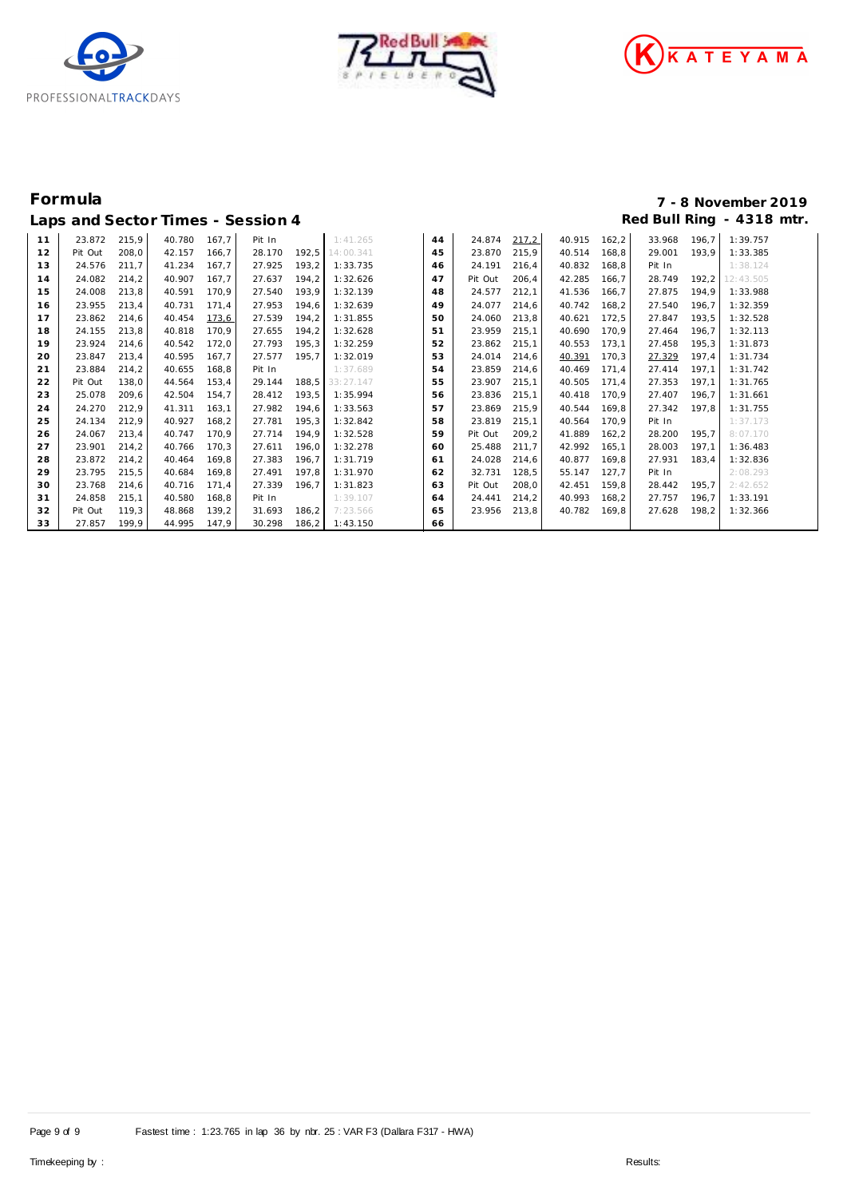# Formula

## Laps and Sector Times - Session 4

**7 - 8 November 2019**
**Red Bull Ring - 4318 mtr.**

| | | | | | | | |
|---|---|---|---|---|---|---|---|
| 11 | 23.872 | 215,9 | 40.780 | 167,7 | Pit In | | 1:41.265 |
| 12 | Pit Out | 208,0 | 42.157 | 166,7 | 28.170 | 192,5 | 14:00.341 |
| 13 | 24.576 | 211,7 | 41.234 | 167,7 | 27.925 | 193,2 | 1:33.735 |
| 14 | 24.082 | 214,2 | 40.907 | 167,7 | 27.637 | 194,2 | 1:32.626 |
| 15 | 24.008 | 213,8 | 40.591 | 170,9 | 27.540 | 193,9 | 1:32.139 |
| 16 | 23.955 | 213,4 | 40.731 | 171,4 | 27.953 | 194,6 | 1:32.639 |
| 17 | 23.862 | 214,6 | 40.454 | 173,6 | 27.539 | 194,2 | 1:31.855 |
| 18 | 24.155 | 213,8 | 40.818 | 170,9 | 27.655 | 194,2 | 1:32.628 |
| 19 | 23.924 | 214,6 | 40.542 | 172,0 | 27.793 | 195,3 | 1:32.259 |
| 20 | 23.847 | 213,4 | 40.595 | 167,7 | 27.577 | 195,7 | 1:32.019 |
| 21 | 23.884 | 214,2 | 40.655 | 168,8 | Pit In | | 1:37.689 |
| 22 | Pit Out | 138,0 | 44.564 | 153,4 | 29.144 | 188,5 | 33:27.147 |
| 23 | 25.078 | 209,6 | 42.504 | 154,7 | 28.412 | 193,5 | 1:35.994 |
| 24 | 24.270 | 212,9 | 41.311 | 163,1 | 27.982 | 194,6 | 1:33.563 |
| 25 | 24.134 | 212,9 | 40.927 | 168,2 | 27.781 | 195,3 | 1:32.842 |
| 26 | 24.067 | 213,4 | 40.747 | 170,9 | 27.714 | 194,9 | 1:32.528 |
| 27 | 23.901 | 214,2 | 40.766 | 170,3 | 27.611 | 196,0 | 1:32.278 |
| 28 | 23.872 | 214,2 | 40.464 | 169,8 | 27.383 | 196,7 | 1:31.719 |
| 29 | 23.795 | 215,5 | 40.684 | 169,8 | 27.491 | 197,8 | 1:31.970 |
| 30 | 23.768 | 214,6 | 40.716 | 171,4 | 27.339 | 196,7 | 1:31.823 |
| 31 | 24.858 | 215,1 | 40.580 | 168,8 | Pit In | | 1:39.107 |
| 32 | Pit Out | 119,3 | 48.868 | 139,2 | 31.693 | 186,2 | 7:23.566 |
| 33 | 27.857 | 199,9 | 44.995 | 147,9 | 30.298 | 186,2 | 1:43.150 |
| 44 | 24.874 | 217,2 | 40.915 | 162,2 | 33.968 | 196,7 | 1:39.757 |
| 45 | 23.870 | 215,9 | 40.514 | 168,8 | 29.001 | 193,9 | 1:33.385 |
| 46 | 24.191 | 216,4 | 40.832 | 168,8 | Pit In | | 1:38.124 |
| 47 | Pit Out | 206,4 | 42.285 | 166,7 | 28.749 | 192,2 | 12:43.505 |
| 48 | 24.577 | 212,1 | 41.536 | 166,7 | 27.875 | 194,9 | 1:33.988 |
| 49 | 24.077 | 214,6 | 40.742 | 168,2 | 27.540 | 196,7 | 1:32.359 |
| 50 | 24.060 | 213,8 | 40.621 | 172,5 | 27.847 | 193,5 | 1:32.528 |
| 51 | 23.959 | 215,1 | 40.690 | 170,9 | 27.464 | 196,7 | 1:32.113 |
| 52 | 23.862 | 215,1 | 40.553 | 173,1 | 27.458 | 195,3 | 1:31.873 |
| 53 | 24.014 | 214,6 | 40.391 | 170,3 | 27.329 | 197,4 | 1:31.734 |
| 54 | 23.859 | 214,6 | 40.469 | 171,4 | 27.414 | 197,1 | 1:31.742 |
| 55 | 23.907 | 215,1 | 40.505 | 171,4 | 27.353 | 197,1 | 1:31.765 |
| 56 | 23.836 | 215,1 | 40.418 | 170,9 | 27.407 | 196,7 | 1:31.661 |
| 57 | 23.869 | 215,9 | 40.544 | 169,8 | 27.342 | 197,8 | 1:31.755 |
| 58 | 23.819 | 215,1 | 40.564 | 170,9 | Pit In | | 1:37.173 |
| 59 | Pit Out | 209,2 | 41.889 | 162,2 | 28.200 | 195,7 | 8:07.170 |
| 60 | 25.488 | 211,7 | 42.992 | 165,1 | 28.003 | 197,1 | 1:36.483 |
| 61 | 24.028 | 214,6 | 40.877 | 169,8 | 27.931 | 183,4 | 1:32.836 |
| 62 | 32.731 | 128,5 | 55.147 | 127,7 | Pit In | | 2:08.293 |
| 63 | Pit Out | 208,0 | 42.451 | 159,8 | 28.442 | 195,7 | 2:42.652 |
| 64 | 24.441 | 214,2 | 40.993 | 168,2 | 27.757 | 196,7 | 1:33.191 |
| 65 | 23.956 | 213,8 | 40.782 | 169,8 | 27.628 | 198,2 | 1:32.366 |
| 66 | | | | | | | |

Fastest time : 1:23.765 in lap 36 by nbr. 25 : VAR F3 (Dallara F317 - HWA)

Timekeeping by :

Results: